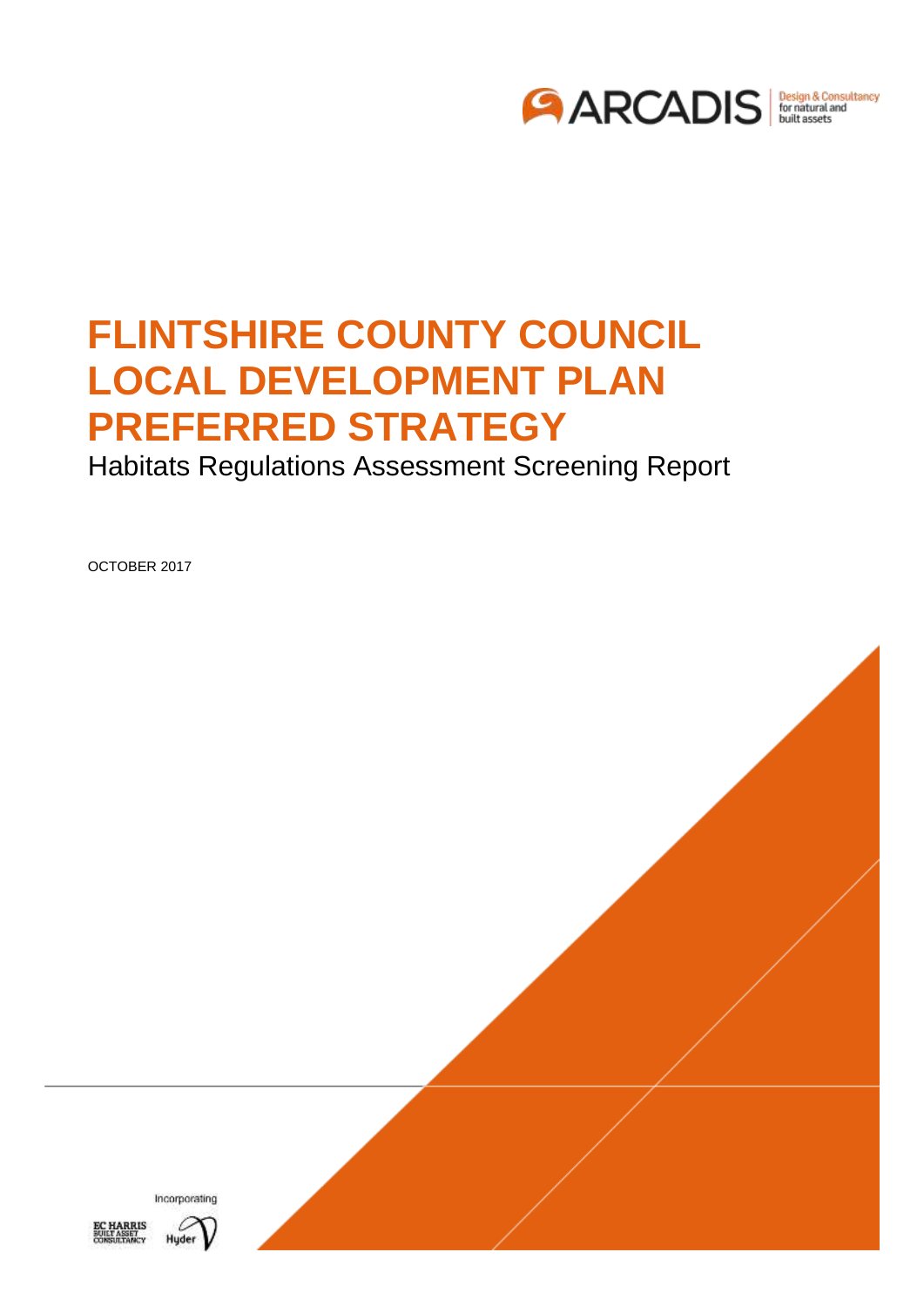ARCADIS Design & Consultancy for natural and built assets

# FLINTSHIRE COUNTY COUNCIL LOCAL DEVELOPMENT PLAN PREFERRED STRATEGY

## Habitats Regulations Assessment Screening Report

OCTOBER 2017

Incorporating

EC HARRIS BUILT ASSET CONSULTANCY

Hyder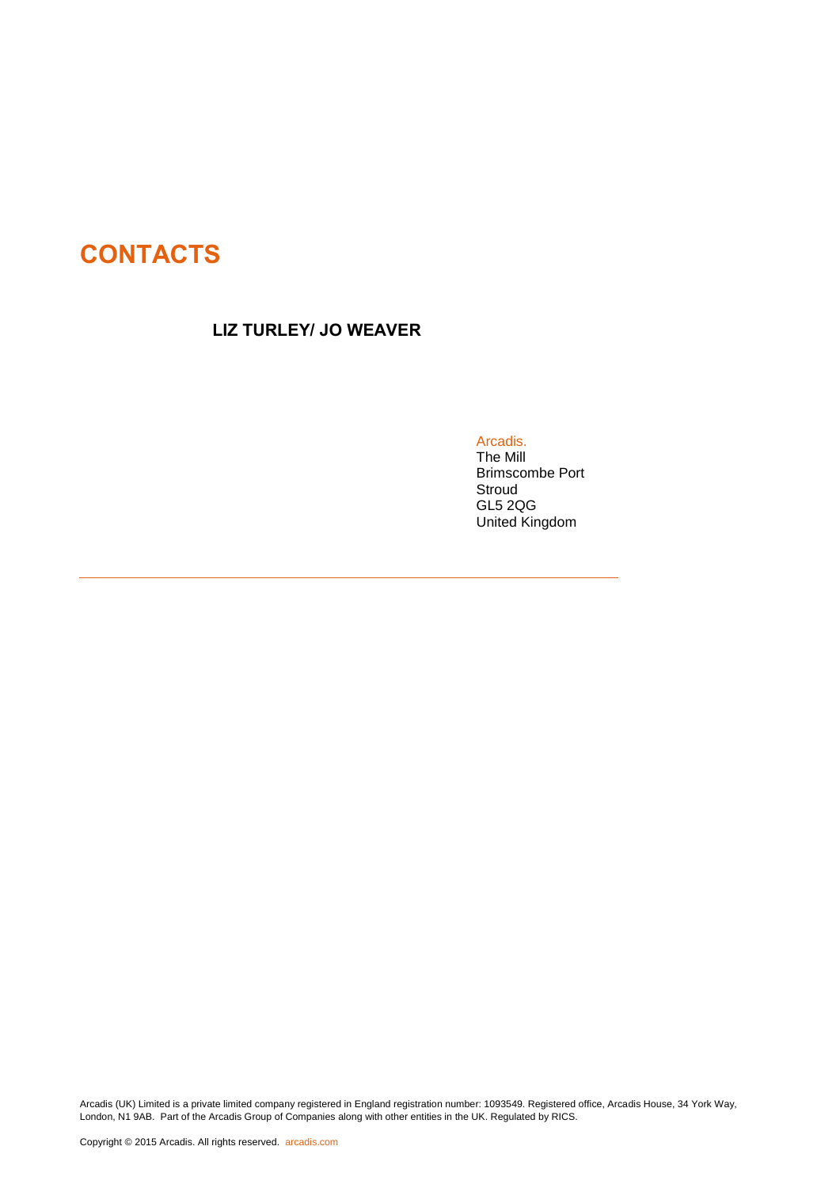# CONTACTS

**LIZ TURLEY/ JO WEAVER**

Arcadis.
The Mill
Brimscombe Port
Stroud
GL5 2QG
United Kingdom

---

Arcadis (UK) Limited is a private limited company registered in England registration number: 1093549. Registered office, Arcadis House, 34 York Way, London, N1 9AB. Part of the Arcadis Group of Companies along with other entities in the UK. Regulated by RICS.

Copyright © 2015 Arcadis. All rights reserved. arcadis.com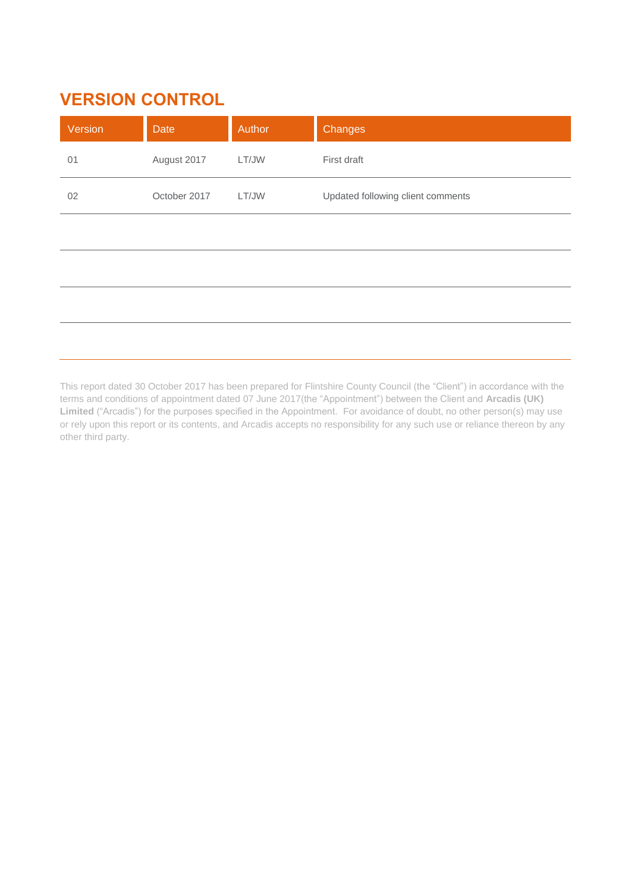# VERSION CONTROL

| Version | Date | Author | Changes |
|---|---|---|---|
| 01 | August 2017 | LT/JW | First draft |
| 02 | October 2017 | LT/JW | Updated following client comments |
| | | | |
| | | | |
| | | | |
| | | | |

This report dated 30 October 2017 has been prepared for Flintshire County Council (the "Client") in accordance with the terms and conditions of appointment dated 07 June 2017(the "Appointment") between the Client and **Arcadis (UK) Limited** ("Arcadis") for the purposes specified in the Appointment. For avoidance of doubt, no other person(s) may use or rely upon this report or its contents, and Arcadis accepts no responsibility for any such use or reliance thereon by any other third party.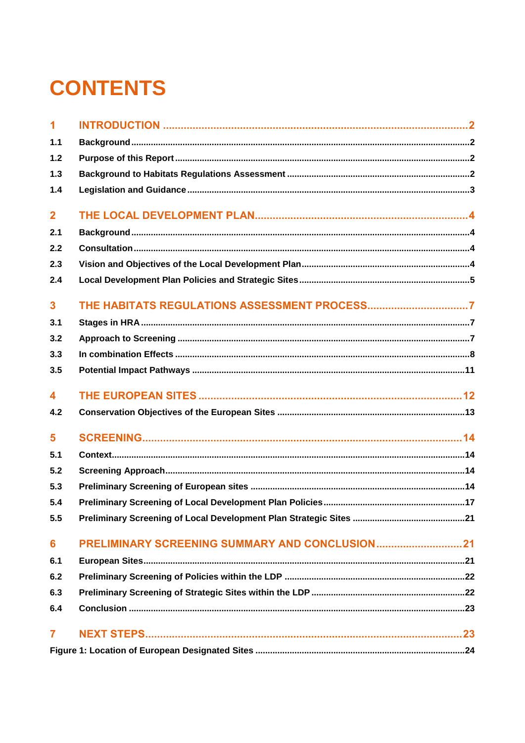# CONTENTS

| | | |
|---|---|---|
| **1** | **INTRODUCTION** | **2** |
| 1.1 | Background | 2 |
| 1.2 | Purpose of this Report | 2 |
| 1.3 | Background to Habitats Regulations Assessment | 2 |
| 1.4 | Legislation and Guidance | 3 |
| **2** | **THE LOCAL DEVELOPMENT PLAN** | **4** |
| 2.1 | Background | 4 |
| 2.2 | Consultation | 4 |
| 2.3 | Vision and Objectives of the Local Development Plan | 4 |
| 2.4 | Local Development Plan Policies and Strategic Sites | 5 |
| **3** | **THE HABITATS REGULATIONS ASSESSMENT PROCESS** | **7** |
| 3.1 | Stages in HRA | 7 |
| 3.2 | Approach to Screening | 7 |
| 3.3 | In combination Effects | 8 |
| 3.5 | Potential Impact Pathways | 11 |
| **4** | **THE EUROPEAN SITES** | **12** |
| 4.2 | Conservation Objectives of the European Sites | 13 |
| **5** | **SCREENING** | **14** |
| 5.1 | Context | 14 |
| 5.2 | Screening Approach | 14 |
| 5.3 | Preliminary Screening of European sites | 14 |
| 5.4 | Preliminary Screening of Local Development Plan Policies | 17 |
| 5.5 | Preliminary Screening of Local Development Plan Strategic Sites | 21 |
| **6** | **PRELIMINARY SCREENING SUMMARY AND CONCLUSION** | **21** |
| 6.1 | European Sites | 21 |
| 6.2 | Preliminary Screening of Policies within the LDP | 22 |
| 6.3 | Preliminary Screening of Strategic Sites within the LDP | 22 |
| 6.4 | Conclusion | 23 |
| **7** | **NEXT STEPS** | **23** |
| Figure 1: Location of European Designated Sites | | 24 |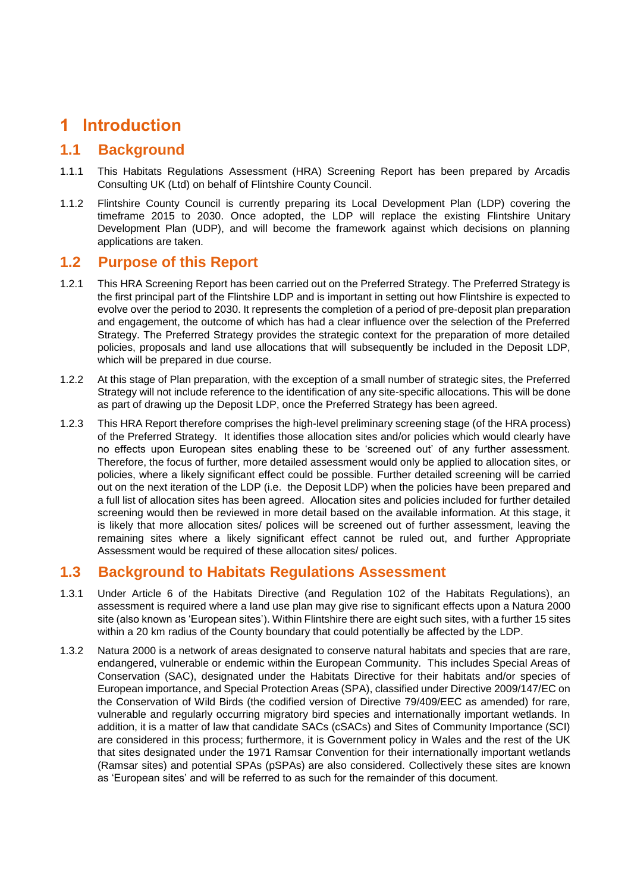# 1 Introduction

## 1.1 Background

1.1.1 This Habitats Regulations Assessment (HRA) Screening Report has been prepared by Arcadis Consulting UK (Ltd) on behalf of Flintshire County Council.

1.1.2 Flintshire County Council is currently preparing its Local Development Plan (LDP) covering the timeframe 2015 to 2030. Once adopted, the LDP will replace the existing Flintshire Unitary Development Plan (UDP), and will become the framework against which decisions on planning applications are taken.

## 1.2 Purpose of this Report

1.2.1 This HRA Screening Report has been carried out on the Preferred Strategy. The Preferred Strategy is the first principal part of the Flintshire LDP and is important in setting out how Flintshire is expected to evolve over the period to 2030. It represents the completion of a period of pre-deposit plan preparation and engagement, the outcome of which has had a clear influence over the selection of the Preferred Strategy. The Preferred Strategy provides the strategic context for the preparation of more detailed policies, proposals and land use allocations that will subsequently be included in the Deposit LDP, which will be prepared in due course.

1.2.2 At this stage of Plan preparation, with the exception of a small number of strategic sites, the Preferred Strategy will not include reference to the identification of any site-specific allocations. This will be done as part of drawing up the Deposit LDP, once the Preferred Strategy has been agreed.

1.2.3 This HRA Report therefore comprises the high-level preliminary screening stage (of the HRA process) of the Preferred Strategy. It identifies those allocation sites and/or policies which would clearly have no effects upon European sites enabling these to be 'screened out' of any further assessment. Therefore, the focus of further, more detailed assessment would only be applied to allocation sites, or policies, where a likely significant effect could be possible. Further detailed screening will be carried out on the next iteration of the LDP (i.e. the Deposit LDP) when the policies have been prepared and a full list of allocation sites has been agreed. Allocation sites and policies included for further detailed screening would then be reviewed in more detail based on the available information. At this stage, it is likely that more allocation sites/ polices will be screened out of further assessment, leaving the remaining sites where a likely significant effect cannot be ruled out, and further Appropriate Assessment would be required of these allocation sites/ polices.

## 1.3 Background to Habitats Regulations Assessment

1.3.1 Under Article 6 of the Habitats Directive (and Regulation 102 of the Habitats Regulations), an assessment is required where a land use plan may give rise to significant effects upon a Natura 2000 site (also known as 'European sites'). Within Flintshire there are eight such sites, with a further 15 sites within a 20 km radius of the County boundary that could potentially be affected by the LDP.

1.3.2 Natura 2000 is a network of areas designated to conserve natural habitats and species that are rare, endangered, vulnerable or endemic within the European Community. This includes Special Areas of Conservation (SAC), designated under the Habitats Directive for their habitats and/or species of European importance, and Special Protection Areas (SPA), classified under Directive 2009/147/EC on the Conservation of Wild Birds (the codified version of Directive 79/409/EEC as amended) for rare, vulnerable and regularly occurring migratory bird species and internationally important wetlands. In addition, it is a matter of law that candidate SACs (cSACs) and Sites of Community Importance (SCI) are considered in this process; furthermore, it is Government policy in Wales and the rest of the UK that sites designated under the 1971 Ramsar Convention for their internationally important wetlands (Ramsar sites) and potential SPAs (pSPAs) are also considered. Collectively these sites are known as 'European sites' and will be referred to as such for the remainder of this document.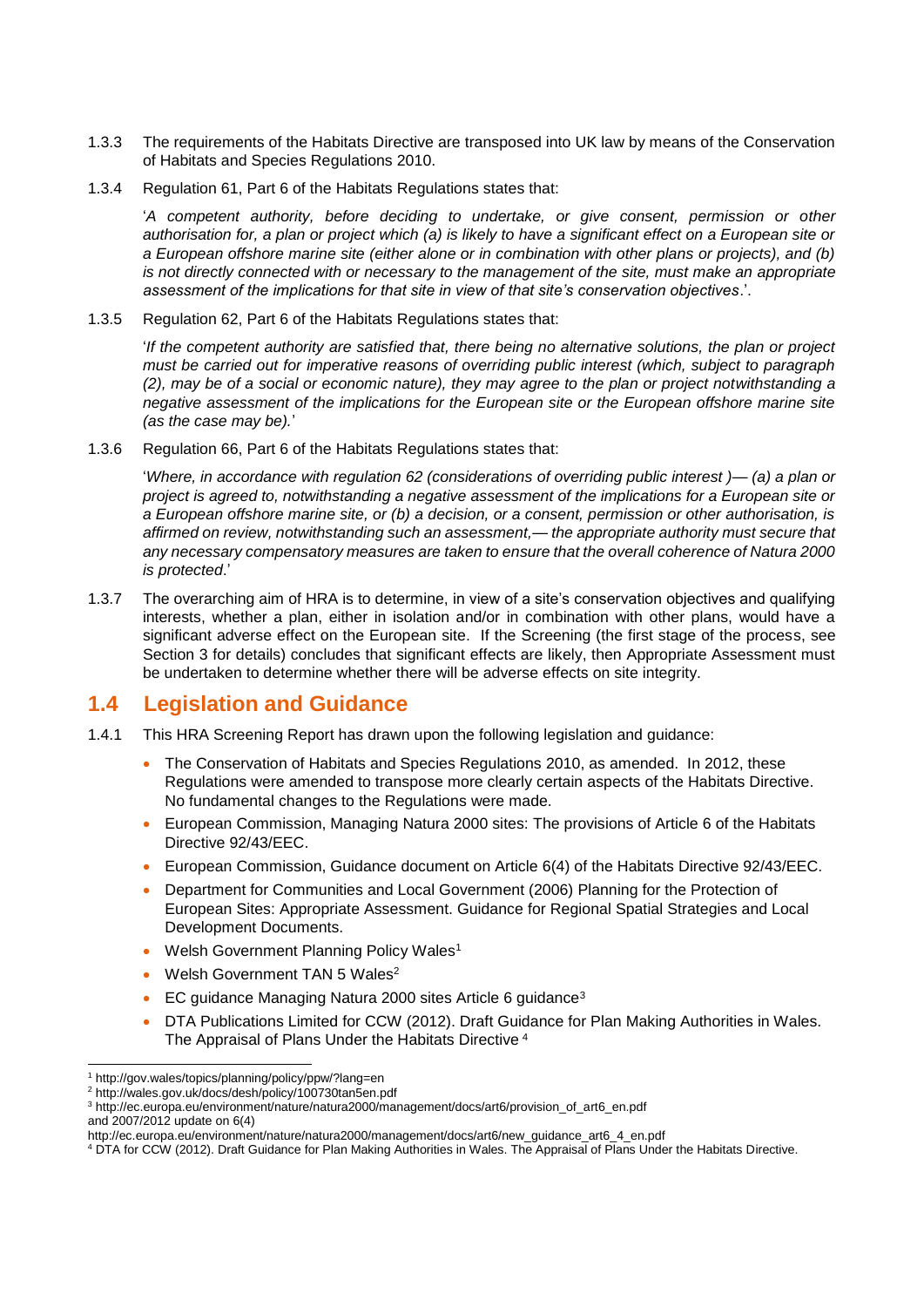1.3.3 The requirements of the Habitats Directive are transposed into UK law by means of the Conservation of Habitats and Species Regulations 2010.

1.3.4 Regulation 61, Part 6 of the Habitats Regulations states that:

'*A competent authority, before deciding to undertake, or give consent, permission or other authorisation for, a plan or project which (a) is likely to have a significant effect on a European site or a European offshore marine site (either alone or in combination with other plans or projects), and (b) is not directly connected with or necessary to the management of the site, must make an appropriate assessment of the implications for that site in view of that site's conservation objectives*.'.

1.3.5 Regulation 62, Part 6 of the Habitats Regulations states that:

'*If the competent authority are satisfied that, there being no alternative solutions, the plan or project must be carried out for imperative reasons of overriding public interest (which, subject to paragraph (2), may be of a social or economic nature), they may agree to the plan or project notwithstanding a negative assessment of the implications for the European site or the European offshore marine site (as the case may be).*'

1.3.6 Regulation 66, Part 6 of the Habitats Regulations states that:

'*Where, in accordance with regulation 62 (considerations of overriding public interest )— (a) a plan or project is agreed to, notwithstanding a negative assessment of the implications for a European site or a European offshore marine site, or (b) a decision, or a consent, permission or other authorisation, is affirmed on review, notwithstanding such an assessment,— the appropriate authority must secure that any necessary compensatory measures are taken to ensure that the overall coherence of Natura 2000 is protected*.'

1.3.7 The overarching aim of HRA is to determine, in view of a site's conservation objectives and qualifying interests, whether a plan, either in isolation and/or in combination with other plans, would have a significant adverse effect on the European site. If the Screening (the first stage of the process, see Section 3 for details) concludes that significant effects are likely, then Appropriate Assessment must be undertaken to determine whether there will be adverse effects on site integrity.

## 1.4 Legislation and Guidance

1.4.1 This HRA Screening Report has drawn upon the following legislation and guidance:

- The Conservation of Habitats and Species Regulations 2010, as amended. In 2012, these Regulations were amended to transpose more clearly certain aspects of the Habitats Directive. No fundamental changes to the Regulations were made.
- European Commission, Managing Natura 2000 sites: The provisions of Article 6 of the Habitats Directive 92/43/EEC.
- European Commission, Guidance document on Article 6(4) of the Habitats Directive 92/43/EEC.
- Department for Communities and Local Government (2006) Planning for the Protection of European Sites: Appropriate Assessment. Guidance for Regional Spatial Strategies and Local Development Documents.
- Welsh Government Planning Policy Wales[1]
- Welsh Government TAN 5 Wales[2]
- EC guidance Managing Natura 2000 sites Article 6 guidance[3]
- DTA Publications Limited for CCW (2012). Draft Guidance for Plan Making Authorities in Wales. The Appraisal of Plans Under the Habitats Directive [4]

---

[1] http://gov.wales/topics/planning/policy/ppw/?lang=en

[2] http://wales.gov.uk/docs/desh/policy/100730tan5en.pdf

[3] http://ec.europa.eu/environment/nature/natura2000/management/docs/art6/provision_of_art6_en.pdf and 2007/2012 update on 6(4) http://ec.europa.eu/environment/nature/natura2000/management/docs/art6/new_guidance_art6_4_en.pdf

[4] DTA for CCW (2012). Draft Guidance for Plan Making Authorities in Wales. The Appraisal of Plans Under the Habitats Directive.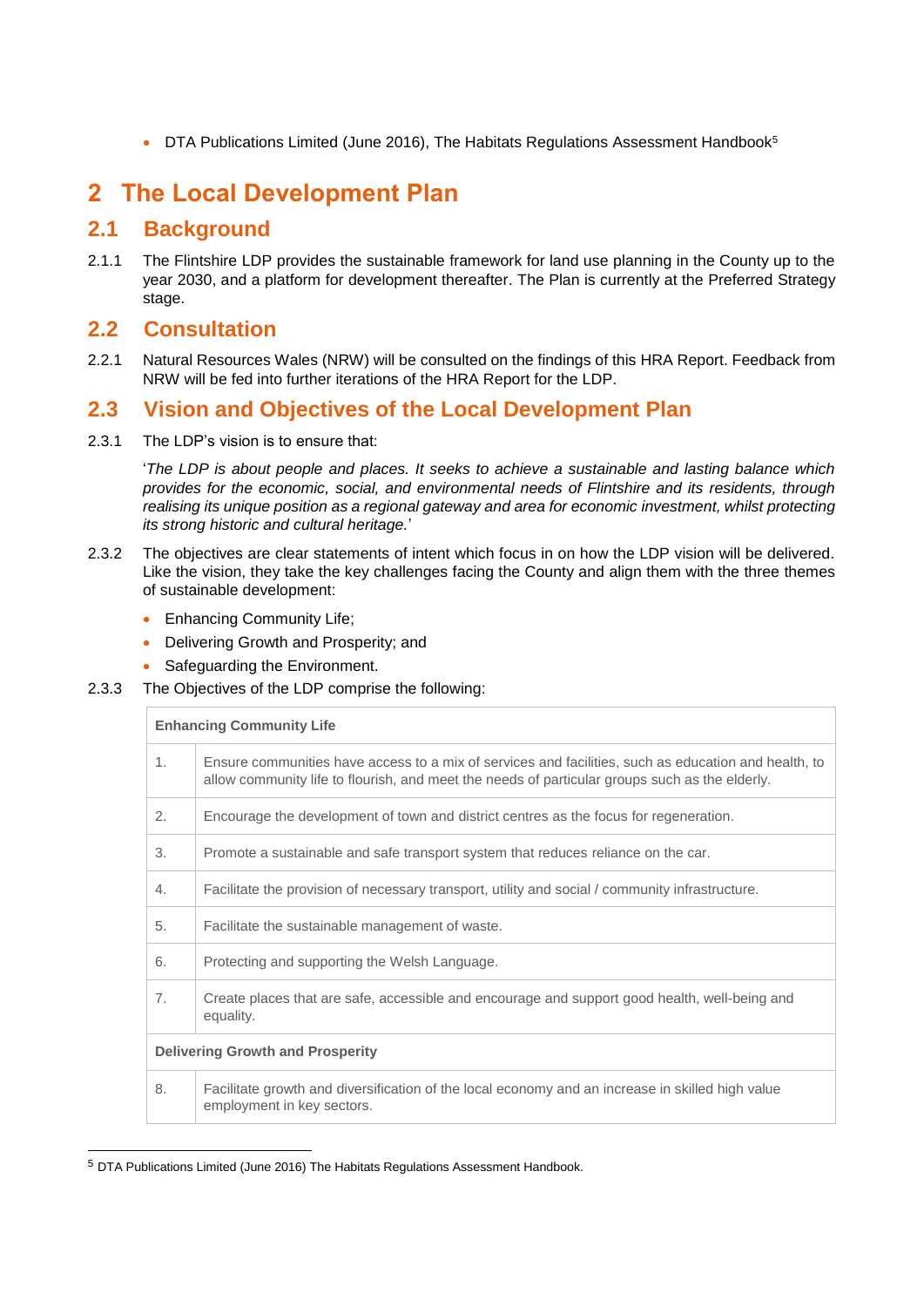- DTA Publications Limited (June 2016), The Habitats Regulations Assessment Handbook[5]

# 2 The Local Development Plan

## 2.1 Background

2.1.1 The Flintshire LDP provides the sustainable framework for land use planning in the County up to the year 2030, and a platform for development thereafter. The Plan is currently at the Preferred Strategy stage.

## 2.2 Consultation

2.2.1 Natural Resources Wales (NRW) will be consulted on the findings of this HRA Report. Feedback from NRW will be fed into further iterations of the HRA Report for the LDP.

## 2.3 Vision and Objectives of the Local Development Plan

2.3.1 The LDP's vision is to ensure that:

'*The LDP is about people and places. It seeks to achieve a sustainable and lasting balance which provides for the economic, social, and environmental needs of Flintshire and its residents, through realising its unique position as a regional gateway and area for economic investment, whilst protecting its strong historic and cultural heritage.*'

2.3.2 The objectives are clear statements of intent which focus in on how the LDP vision will be delivered. Like the vision, they take the key challenges facing the County and align them with the three themes of sustainable development:

- Enhancing Community Life;
- Delivering Growth and Prosperity; and
- Safeguarding the Environment.

2.3.3 The Objectives of the LDP comprise the following:

| **Enhancing Community Life** | |
|---|---|
| 1. | Ensure communities have access to a mix of services and facilities, such as education and health, to allow community life to flourish, and meet the needs of particular groups such as the elderly. |
| 2. | Encourage the development of town and district centres as the focus for regeneration. |
| 3. | Promote a sustainable and safe transport system that reduces reliance on the car. |
| 4. | Facilitate the provision of necessary transport, utility and social / community infrastructure. |
| 5. | Facilitate the sustainable management of waste. |
| 6. | Protecting and supporting the Welsh Language. |
| 7. | Create places that are safe, accessible and encourage and support good health, well-being and equality. |
| **Delivering Growth and Prosperity** | |
| 8. | Facilitate growth and diversification of the local economy and an increase in skilled high value employment in key sectors. |

[5] DTA Publications Limited (June 2016) The Habitats Regulations Assessment Handbook.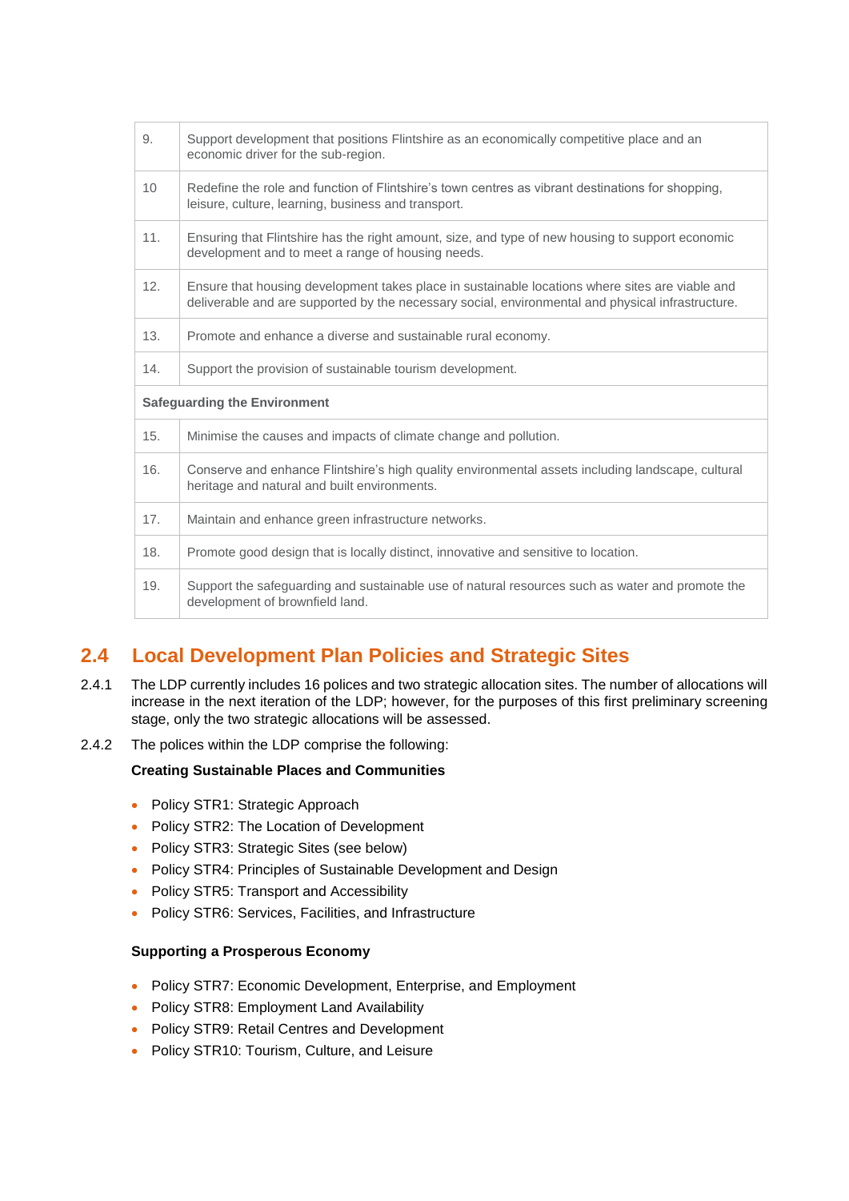| | |
|---|---|
| 9. | Support development that positions Flintshire as an economically competitive place and an economic driver for the sub-region. |
| 10 | Redefine the role and function of Flintshire's town centres as vibrant destinations for shopping, leisure, culture, learning, business and transport. |
| 11. | Ensuring that Flintshire has the right amount, size, and type of new housing to support economic development and to meet a range of housing needs. |
| 12. | Ensure that housing development takes place in sustainable locations where sites are viable and deliverable and are supported by the necessary social, environmental and physical infrastructure. |
| 13. | Promote and enhance a diverse and sustainable rural economy. |
| 14. | Support the provision of sustainable tourism development. |
| **Safeguarding the Environment** | |
| 15. | Minimise the causes and impacts of climate change and pollution. |
| 16. | Conserve and enhance Flintshire's high quality environmental assets including landscape, cultural heritage and natural and built environments. |
| 17. | Maintain and enhance green infrastructure networks. |
| 18. | Promote good design that is locally distinct, innovative and sensitive to location. |
| 19. | Support the safeguarding and sustainable use of natural resources such as water and promote the development of brownfield land. |

## 2.4 Local Development Plan Policies and Strategic Sites

2.4.1 The LDP currently includes 16 polices and two strategic allocation sites. The number of allocations will increase in the next iteration of the LDP; however, for the purposes of this first preliminary screening stage, only the two strategic allocations will be assessed.

2.4.2 The polices within the LDP comprise the following:

**Creating Sustainable Places and Communities**

- Policy STR1: Strategic Approach
- Policy STR2: The Location of Development
- Policy STR3: Strategic Sites (see below)
- Policy STR4: Principles of Sustainable Development and Design
- Policy STR5: Transport and Accessibility
- Policy STR6: Services, Facilities, and Infrastructure

**Supporting a Prosperous Economy**

- Policy STR7: Economic Development, Enterprise, and Employment
- Policy STR8: Employment Land Availability
- Policy STR9: Retail Centres and Development
- Policy STR10: Tourism, Culture, and Leisure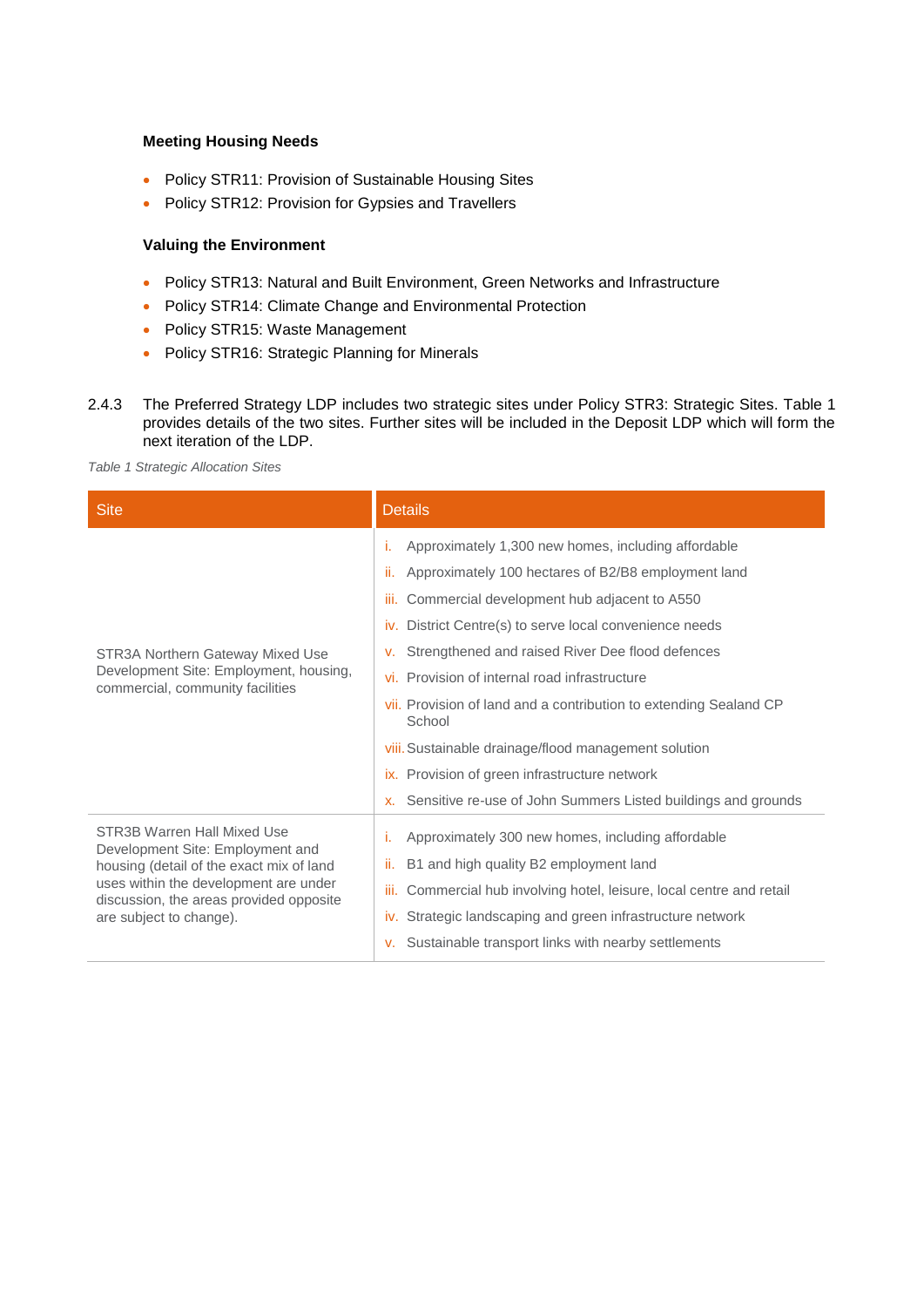**Meeting Housing Needs**

- Policy STR11: Provision of Sustainable Housing Sites
- Policy STR12: Provision for Gypsies and Travellers

**Valuing the Environment**

- Policy STR13: Natural and Built Environment, Green Networks and Infrastructure
- Policy STR14: Climate Change and Environmental Protection
- Policy STR15: Waste Management
- Policy STR16: Strategic Planning for Minerals

2.4.3 The Preferred Strategy LDP includes two strategic sites under Policy STR3: Strategic Sites. Table 1 provides details of the two sites. Further sites will be included in the Deposit LDP which will form the next iteration of the LDP.

*Table 1 Strategic Allocation Sites*

| Site | Details |
|---|---|
| STR3A Northern Gateway Mixed Use Development Site: Employment, housing, commercial, community facilities | i. Approximately 1,300 new homes, including affordable<br>ii. Approximately 100 hectares of B2/B8 employment land<br>iii. Commercial development hub adjacent to A550<br>iv. District Centre(s) to serve local convenience needs<br>v. Strengthened and raised River Dee flood defences<br>vi. Provision of internal road infrastructure<br>vii. Provision of land and a contribution to extending Sealand CP School<br>viii. Sustainable drainage/flood management solution<br>ix. Provision of green infrastructure network<br>x. Sensitive re-use of John Summers Listed buildings and grounds |
| STR3B Warren Hall Mixed Use Development Site: Employment and housing (detail of the exact mix of land uses within the development are under discussion, the areas provided opposite are subject to change). | i. Approximately 300 new homes, including affordable<br>ii. B1 and high quality B2 employment land<br>iii. Commercial hub involving hotel, leisure, local centre and retail<br>iv. Strategic landscaping and green infrastructure network<br>v. Sustainable transport links with nearby settlements |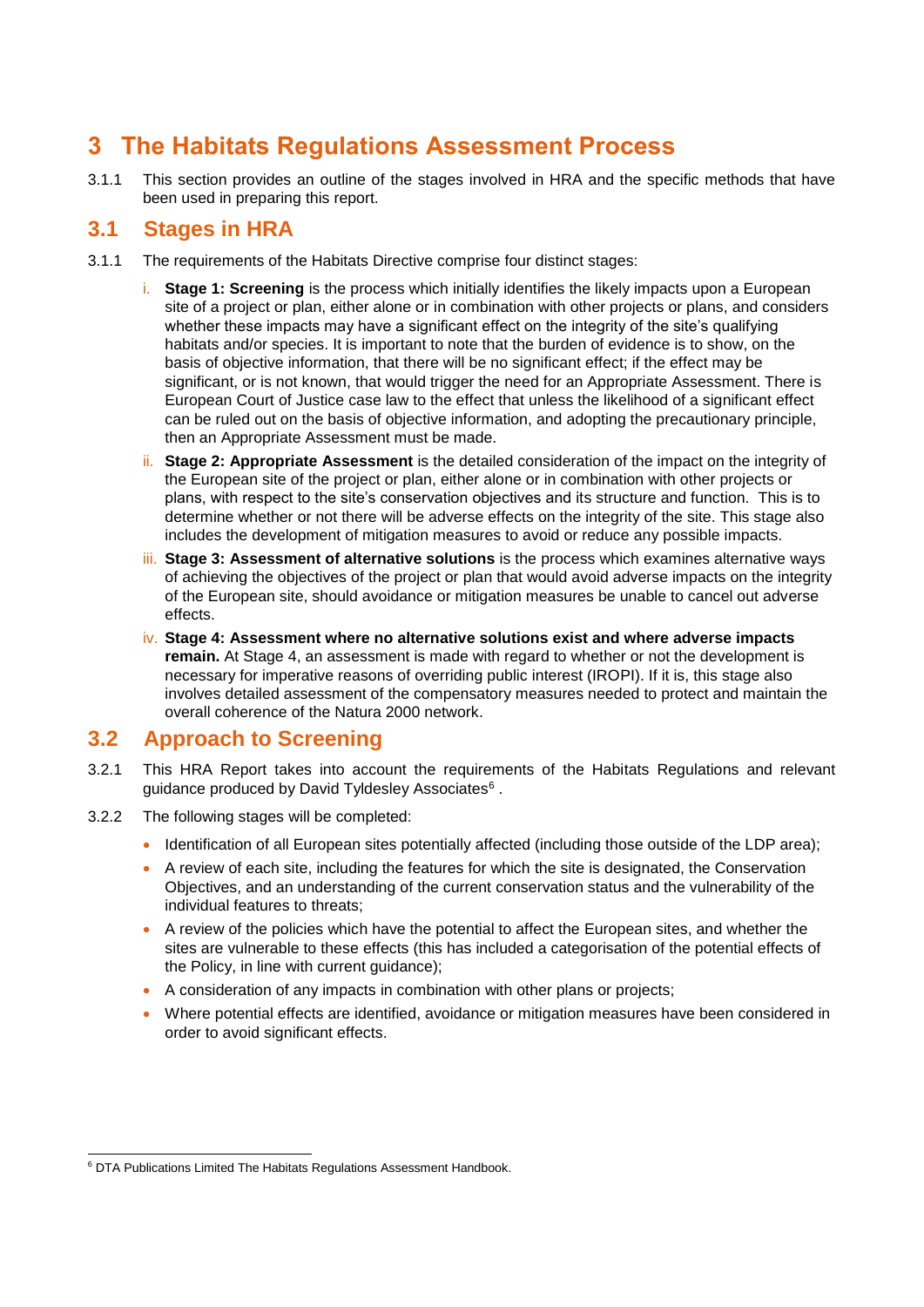# 3 The Habitats Regulations Assessment Process

3.1.1 This section provides an outline of the stages involved in HRA and the specific methods that have been used in preparing this report.

## 3.1 Stages in HRA

3.1.1 The requirements of the Habitats Directive comprise four distinct stages:

i. **Stage 1: Screening** is the process which initially identifies the likely impacts upon a European site of a project or plan, either alone or in combination with other projects or plans, and considers whether these impacts may have a significant effect on the integrity of the site's qualifying habitats and/or species. It is important to note that the burden of evidence is to show, on the basis of objective information, that there will be no significant effect; if the effect may be significant, or is not known, that would trigger the need for an Appropriate Assessment. There is European Court of Justice case law to the effect that unless the likelihood of a significant effect can be ruled out on the basis of objective information, and adopting the precautionary principle, then an Appropriate Assessment must be made.

ii. **Stage 2: Appropriate Assessment** is the detailed consideration of the impact on the integrity of the European site of the project or plan, either alone or in combination with other projects or plans, with respect to the site's conservation objectives and its structure and function. This is to determine whether or not there will be adverse effects on the integrity of the site. This stage also includes the development of mitigation measures to avoid or reduce any possible impacts.

iii. **Stage 3: Assessment of alternative solutions** is the process which examines alternative ways of achieving the objectives of the project or plan that would avoid adverse impacts on the integrity of the European site, should avoidance or mitigation measures be unable to cancel out adverse effects.

iv. **Stage 4: Assessment where no alternative solutions exist and where adverse impacts remain.** At Stage 4, an assessment is made with regard to whether or not the development is necessary for imperative reasons of overriding public interest (IROPI). If it is, this stage also involves detailed assessment of the compensatory measures needed to protect and maintain the overall coherence of the Natura 2000 network.

## 3.2 Approach to Screening

3.2.1 This HRA Report takes into account the requirements of the Habitats Regulations and relevant guidance produced by David Tyldesley Associates[6] .

3.2.2 The following stages will be completed:

- Identification of all European sites potentially affected (including those outside of the LDP area);
- A review of each site, including the features for which the site is designated, the Conservation Objectives, and an understanding of the current conservation status and the vulnerability of the individual features to threats;
- A review of the policies which have the potential to affect the European sites, and whether the sites are vulnerable to these effects (this has included a categorisation of the potential effects of the Policy, in line with current guidance);
- A consideration of any impacts in combination with other plans or projects;
- Where potential effects are identified, avoidance or mitigation measures have been considered in order to avoid significant effects.

---

[6] DTA Publications Limited The Habitats Regulations Assessment Handbook.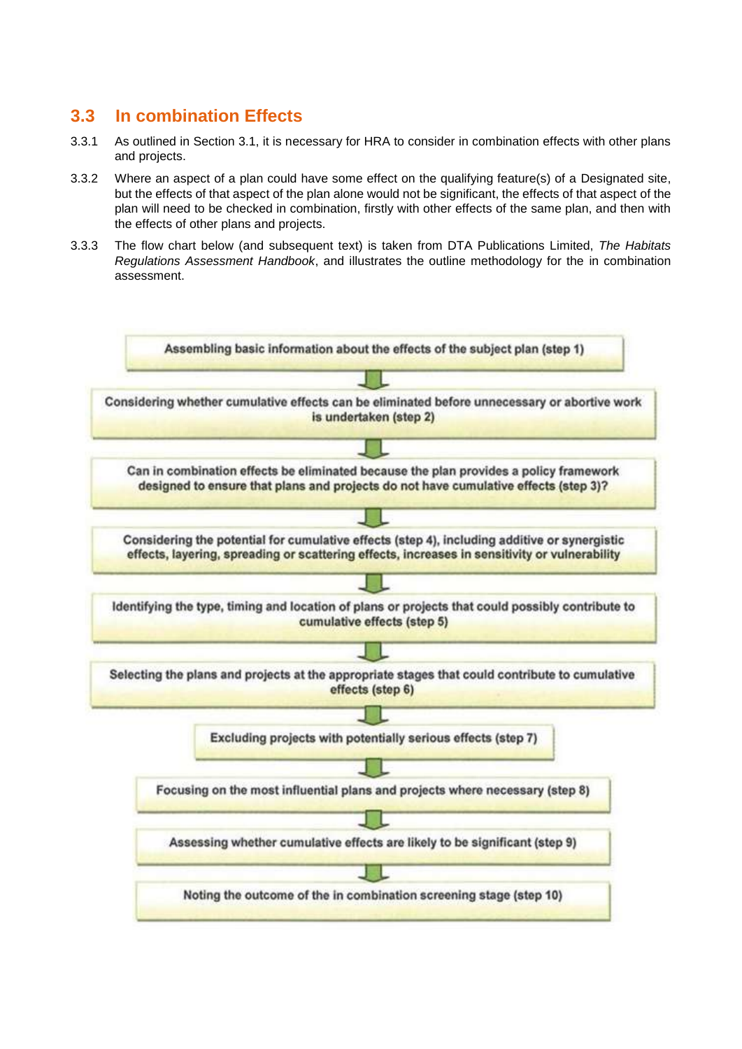## 3.3 In combination Effects

3.3.1 As outlined in Section 3.1, it is necessary for HRA to consider in combination effects with other plans and projects.

3.3.2 Where an aspect of a plan could have some effect on the qualifying feature(s) of a Designated site, but the effects of that aspect of the plan alone would not be significant, the effects of that aspect of the plan will need to be checked in combination, firstly with other effects of the same plan, and then with the effects of other plans and projects.

3.3.3 The flow chart below (and subsequent text) is taken from DTA Publications Limited, *The Habitats Regulations Assessment Handbook*, and illustrates the outline methodology for the in combination assessment.

Assembling basic information about the effects of the subject plan (step 1)

↓

Considering whether cumulative effects can be eliminated before unnecessary or abortive work is undertaken (step 2)

↓

Can in combination effects be eliminated because the plan provides a policy framework designed to ensure that plans and projects do not have cumulative effects (step 3)?

↓

Considering the potential for cumulative effects (step 4), including additive or synergistic effects, layering, spreading or scattering effects, increases in sensitivity or vulnerability

↓

Identifying the type, timing and location of plans or projects that could possibly contribute to cumulative effects (step 5)

↓

Selecting the plans and projects at the appropriate stages that could contribute to cumulative effects (step 6)

↓

Excluding projects with potentially serious effects (step 7)

↓

Focusing on the most influential plans and projects where necessary (step 8)

↓

Assessing whether cumulative effects are likely to be significant (step 9)

↓

Noting the outcome of the in combination screening stage (step 10)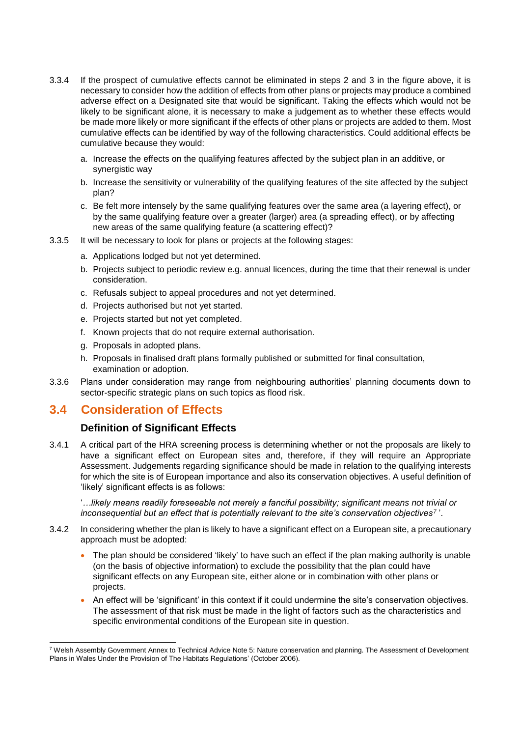3.3.4 If the prospect of cumulative effects cannot be eliminated in steps 2 and 3 in the figure above, it is necessary to consider how the addition of effects from other plans or projects may produce a combined adverse effect on a Designated site that would be significant. Taking the effects which would not be likely to be significant alone, it is necessary to make a judgement as to whether these effects would be made more likely or more significant if the effects of other plans or projects are added to them. Most cumulative effects can be identified by way of the following characteristics. Could additional effects be cumulative because they would:

a. Increase the effects on the qualifying features affected by the subject plan in an additive, or synergistic way

b. Increase the sensitivity or vulnerability of the qualifying features of the site affected by the subject plan?

c. Be felt more intensely by the same qualifying features over the same area (a layering effect), or by the same qualifying feature over a greater (larger) area (a spreading effect), or by affecting new areas of the same qualifying feature (a scattering effect)?

3.3.5 It will be necessary to look for plans or projects at the following stages:

a. Applications lodged but not yet determined.

b. Projects subject to periodic review e.g. annual licences, during the time that their renewal is under consideration.

c. Refusals subject to appeal procedures and not yet determined.

d. Projects authorised but not yet started.

e. Projects started but not yet completed.

f. Known projects that do not require external authorisation.

g. Proposals in adopted plans.

h. Proposals in finalised draft plans formally published or submitted for final consultation, examination or adoption.

3.3.6 Plans under consideration may range from neighbouring authorities' planning documents down to sector-specific strategic plans on such topics as flood risk.

## 3.4 Consideration of Effects

### Definition of Significant Effects

3.4.1 A critical part of the HRA screening process is determining whether or not the proposals are likely to have a significant effect on European sites and, therefore, if they will require an Appropriate Assessment. Judgements regarding significance should be made in relation to the qualifying interests for which the site is of European importance and also its conservation objectives. A useful definition of 'likely' significant effects is as follows:

'*…likely means readily foreseeable not merely a fanciful possibility; significant means not trivial or inconsequential but an effect that is potentially relevant to the site's conservation objectives*[7] '.

3.4.2 In considering whether the plan is likely to have a significant effect on a European site, a precautionary approach must be adopted:

- The plan should be considered 'likely' to have such an effect if the plan making authority is unable (on the basis of objective information) to exclude the possibility that the plan could have significant effects on any European site, either alone or in combination with other plans or projects.
- An effect will be 'significant' in this context if it could undermine the site's conservation objectives. The assessment of that risk must be made in the light of factors such as the characteristics and specific environmental conditions of the European site in question.

[7] Welsh Assembly Government Annex to Technical Advice Note 5: Nature conservation and planning. The Assessment of Development Plans in Wales Under the Provision of The Habitats Regulations' (October 2006).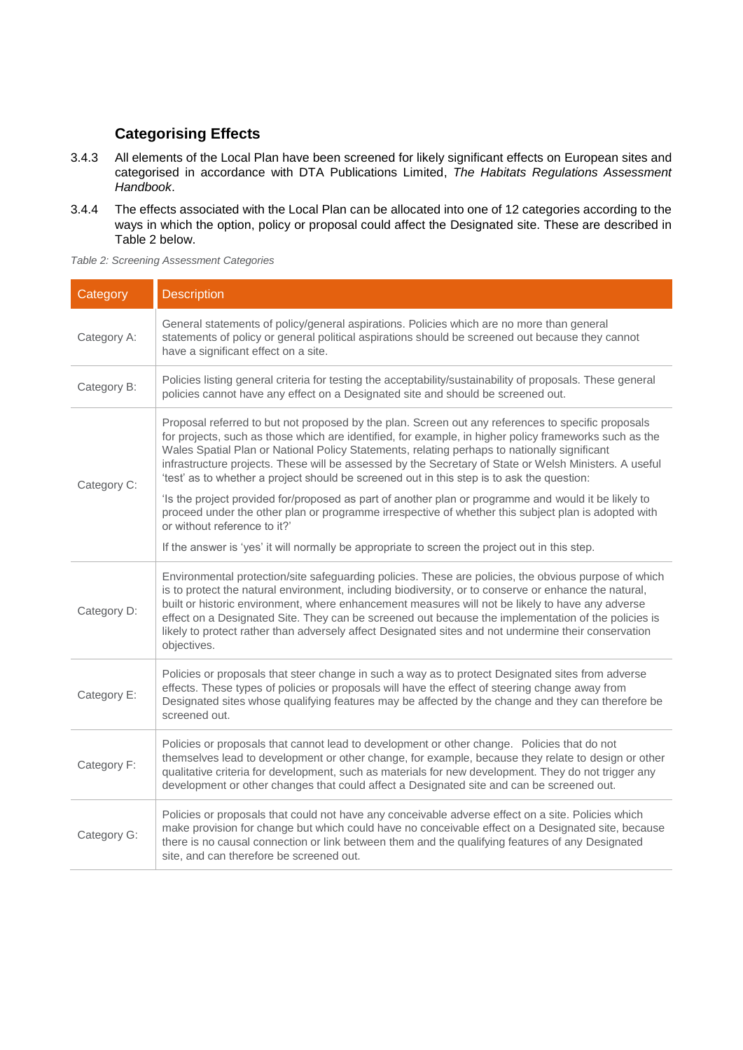### Categorising Effects

3.4.3 All elements of the Local Plan have been screened for likely significant effects on European sites and categorised in accordance with DTA Publications Limited, *The Habitats Regulations Assessment Handbook*.

3.4.4 The effects associated with the Local Plan can be allocated into one of 12 categories according to the ways in which the option, policy or proposal could affect the Designated site. These are described in Table 2 below.

*Table 2: Screening Assessment Categories*

| Category | Description |
|---|---|
| Category A: | General statements of policy/general aspirations. Policies which are no more than general statements of policy or general political aspirations should be screened out because they cannot have a significant effect on a site. |
| Category B: | Policies listing general criteria for testing the acceptability/sustainability of proposals. These general policies cannot have any effect on a Designated site and should be screened out. |
| Category C: | Proposal referred to but not proposed by the plan. Screen out any references to specific proposals for projects, such as those which are identified, for example, in higher policy frameworks such as the Wales Spatial Plan or National Policy Statements, relating perhaps to nationally significant infrastructure projects. These will be assessed by the Secretary of State or Welsh Ministers. A useful 'test' as to whether a project should be screened out in this step is to ask the question: 'Is the project provided for/proposed as part of another plan or programme and would it be likely to proceed under the other plan or programme irrespective of whether this subject plan is adopted with or without reference to it?' If the answer is 'yes' it will normally be appropriate to screen the project out in this step. |
| Category D: | Environmental protection/site safeguarding policies. These are policies, the obvious purpose of which is to protect the natural environment, including biodiversity, or to conserve or enhance the natural, built or historic environment, where enhancement measures will not be likely to have any adverse effect on a Designated Site. They can be screened out because the implementation of the policies is likely to protect rather than adversely affect Designated sites and not undermine their conservation objectives. |
| Category E: | Policies or proposals that steer change in such a way as to protect Designated sites from adverse effects. These types of policies or proposals will have the effect of steering change away from Designated sites whose qualifying features may be affected by the change and they can therefore be screened out. |
| Category F: | Policies or proposals that cannot lead to development or other change. Policies that do not themselves lead to development or other change, for example, because they relate to design or other qualitative criteria for development, such as materials for new development. They do not trigger any development or other changes that could affect a Designated site and can be screened out. |
| Category G: | Policies or proposals that could not have any conceivable adverse effect on a site. Policies which make provision for change but which could have no conceivable effect on a Designated site, because there is no causal connection or link between them and the qualifying features of any Designated site, and can therefore be screened out. |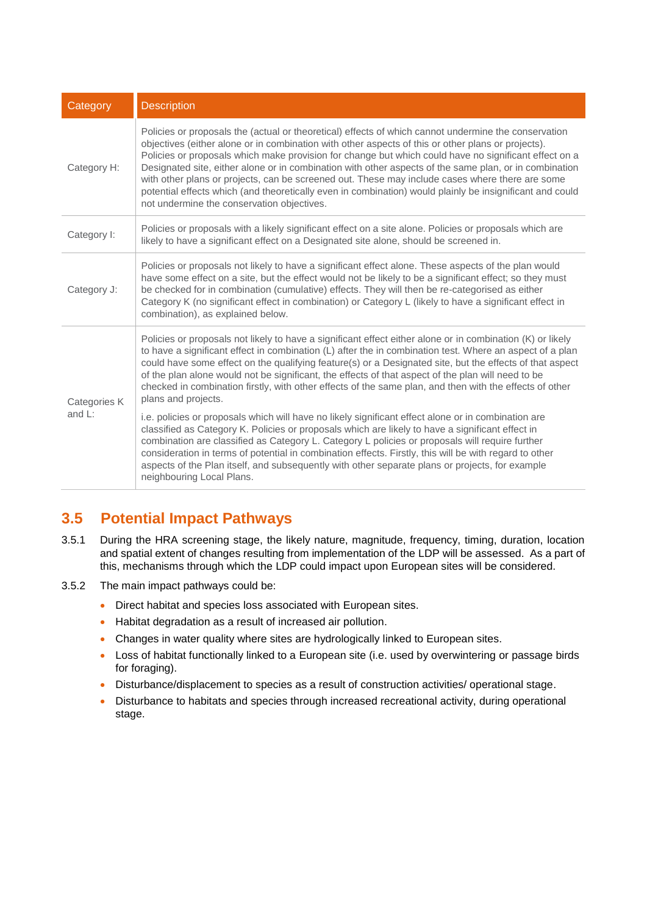| Category | Description |
|---|---|
| Category H: | Policies or proposals the (actual or theoretical) effects of which cannot undermine the conservation objectives (either alone or in combination with other aspects of this or other plans or projects). Policies or proposals which make provision for change but which could have no significant effect on a Designated site, either alone or in combination with other aspects of the same plan, or in combination with other plans or projects, can be screened out. These may include cases where there are some potential effects which (and theoretically even in combination) would plainly be insignificant and could not undermine the conservation objectives. |
| Category I: | Policies or proposals with a likely significant effect on a site alone. Policies or proposals which are likely to have a significant effect on a Designated site alone, should be screened in. |
| Category J: | Policies or proposals not likely to have a significant effect alone. These aspects of the plan would have some effect on a site, but the effect would not be likely to be a significant effect; so they must be checked for in combination (cumulative) effects. They will then be re-categorised as either Category K (no significant effect in combination) or Category L (likely to have a significant effect in combination), as explained below. |
| Categories K and L: | Policies or proposals not likely to have a significant effect either alone or in combination (K) or likely to have a significant effect in combination (L) after the in combination test. Where an aspect of a plan could have some effect on the qualifying feature(s) or a Designated site, but the effects of that aspect of the plan alone would not be significant, the effects of that aspect of the plan will need to be checked in combination firstly, with other effects of the same plan, and then with the effects of other plans and projects.<br><br>i.e. policies or proposals which will have no likely significant effect alone or in combination are classified as Category K. Policies or proposals which are likely to have a significant effect in combination are classified as Category L. Category L policies or proposals will require further consideration in terms of potential in combination effects. Firstly, this will be with regard to other aspects of the Plan itself, and subsequently with other separate plans or projects, for example neighbouring Local Plans. |

## 3.5 Potential Impact Pathways

3.5.1 During the HRA screening stage, the likely nature, magnitude, frequency, timing, duration, location and spatial extent of changes resulting from implementation of the LDP will be assessed. As a part of this, mechanisms through which the LDP could impact upon European sites will be considered.

3.5.2 The main impact pathways could be:

- Direct habitat and species loss associated with European sites.
- Habitat degradation as a result of increased air pollution.
- Changes in water quality where sites are hydrologically linked to European sites.
- Loss of habitat functionally linked to a European site (i.e. used by overwintering or passage birds for foraging).
- Disturbance/displacement to species as a result of construction activities/ operational stage.
- Disturbance to habitats and species through increased recreational activity, during operational stage.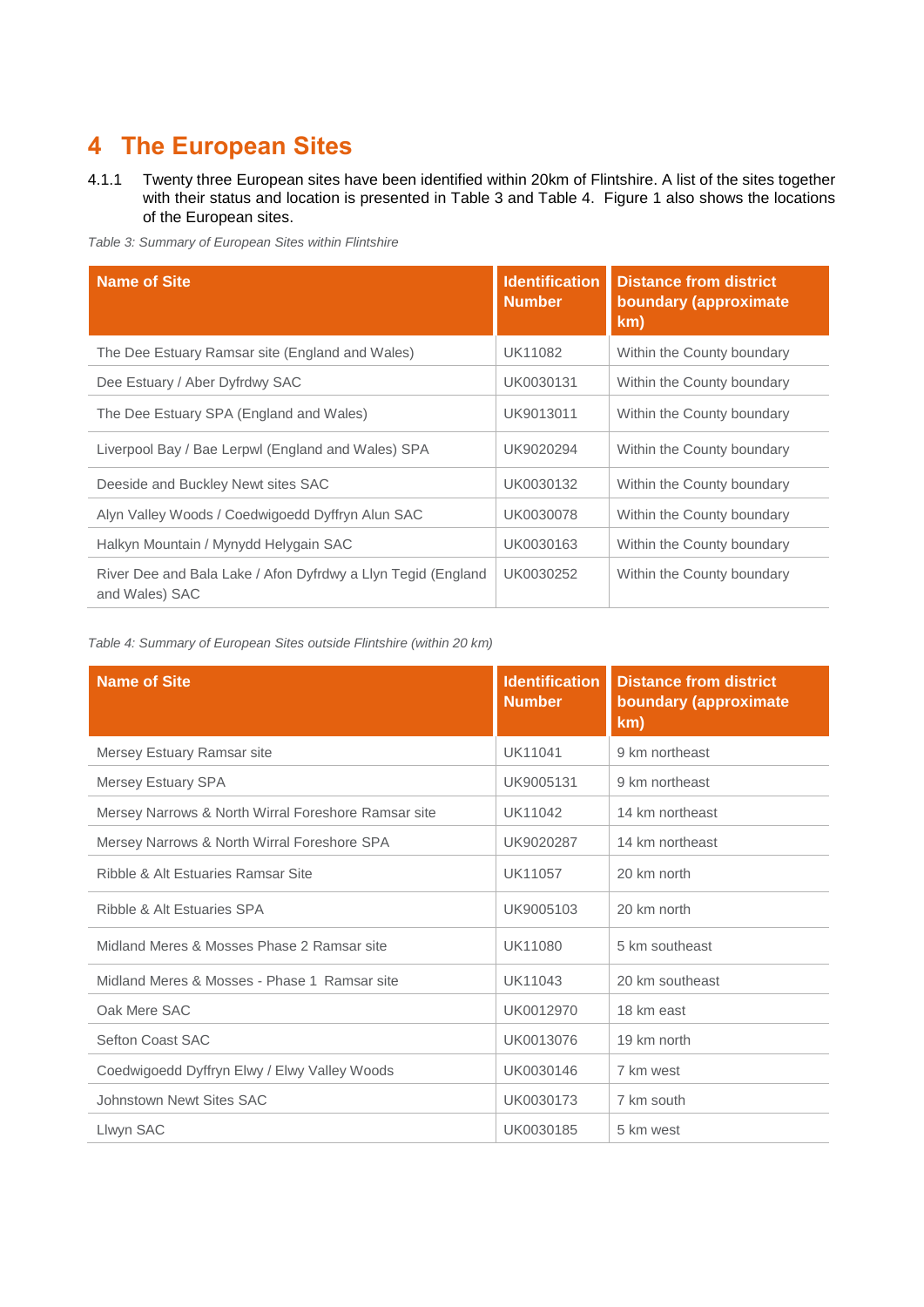# 4 The European Sites

4.1.1 Twenty three European sites have been identified within 20km of Flintshire. A list of the sites together with their status and location is presented in Table 3 and Table 4. Figure 1 also shows the locations of the European sites.

*Table 3: Summary of European Sites within Flintshire*

| Name of Site | Identification Number | Distance from district boundary (approximate km) |
|---|---|---|
| The Dee Estuary Ramsar site (England and Wales) | UK11082 | Within the County boundary |
| Dee Estuary / Aber Dyfrdwy SAC | UK0030131 | Within the County boundary |
| The Dee Estuary SPA (England and Wales) | UK9013011 | Within the County boundary |
| Liverpool Bay / Bae Lerpwl (England and Wales) SPA | UK9020294 | Within the County boundary |
| Deeside and Buckley Newt sites SAC | UK0030132 | Within the County boundary |
| Alyn Valley Woods / Coedwigoedd Dyffryn Alun SAC | UK0030078 | Within the County boundary |
| Halkyn Mountain / Mynydd Helygain SAC | UK0030163 | Within the County boundary |
| River Dee and Bala Lake / Afon Dyfrdwy a Llyn Tegid (England and Wales) SAC | UK0030252 | Within the County boundary |

*Table 4: Summary of European Sites outside Flintshire (within 20 km)*

| Name of Site | Identification Number | Distance from district boundary (approximate km) |
|---|---|---|
| Mersey Estuary Ramsar site | UK11041 | 9 km northeast |
| Mersey Estuary SPA | UK9005131 | 9 km northeast |
| Mersey Narrows & North Wirral Foreshore Ramsar site | UK11042 | 14 km northeast |
| Mersey Narrows & North Wirral Foreshore SPA | UK9020287 | 14 km northeast |
| Ribble & Alt Estuaries Ramsar Site | UK11057 | 20 km north |
| Ribble & Alt Estuaries SPA | UK9005103 | 20 km north |
| Midland Meres & Mosses Phase 2 Ramsar site | UK11080 | 5 km southeast |
| Midland Meres & Mosses - Phase 1 Ramsar site | UK11043 | 20 km southeast |
| Oak Mere SAC | UK0012970 | 18 km east |
| Sefton Coast SAC | UK0013076 | 19 km north |
| Coedwigoedd Dyffryn Elwy / Elwy Valley Woods | UK0030146 | 7 km west |
| Johnstown Newt Sites SAC | UK0030173 | 7 km south |
| Llwyn SAC | UK0030185 | 5 km west |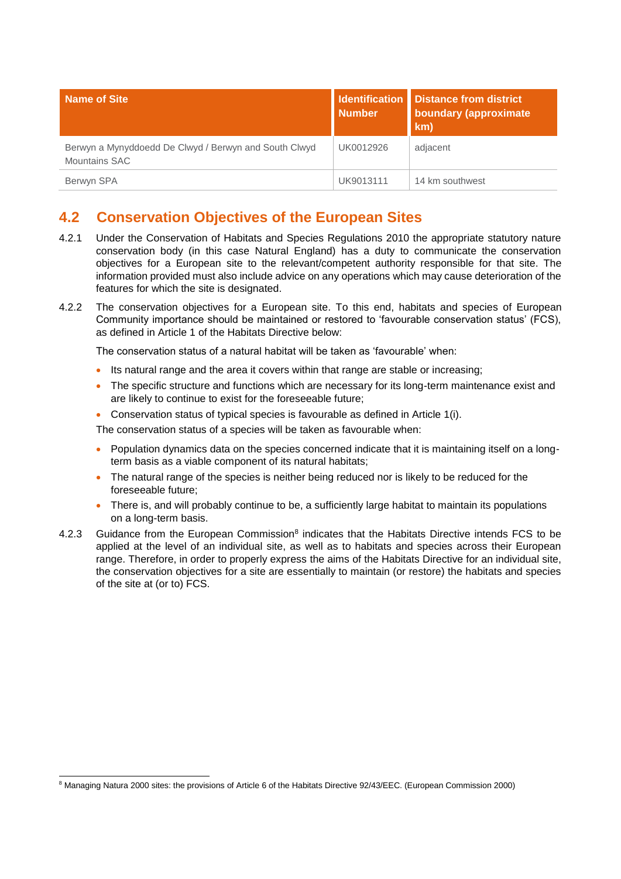| Name of Site | Identification Number | Distance from district boundary (approximate km) |
| --- | --- | --- |
| Berwyn a Mynyddoedd De Clwyd / Berwyn and South Clwyd Mountains SAC | UK0012926 | adjacent |
| Berwyn SPA | UK9013111 | 14 km southwest |

## 4.2 Conservation Objectives of the European Sites

4.2.1 Under the Conservation of Habitats and Species Regulations 2010 the appropriate statutory nature conservation body (in this case Natural England) has a duty to communicate the conservation objectives for a European site to the relevant/competent authority responsible for that site. The information provided must also include advice on any operations which may cause deterioration of the features for which the site is designated.

4.2.2 The conservation objectives for a European site. To this end, habitats and species of European Community importance should be maintained or restored to 'favourable conservation status' (FCS), as defined in Article 1 of the Habitats Directive below:

The conservation status of a natural habitat will be taken as 'favourable' when:

- Its natural range and the area it covers within that range are stable or increasing;
- The specific structure and functions which are necessary for its long-term maintenance exist and are likely to continue to exist for the foreseeable future;
- Conservation status of typical species is favourable as defined in Article 1(i).

The conservation status of a species will be taken as favourable when:

- Population dynamics data on the species concerned indicate that it is maintaining itself on a long-term basis as a viable component of its natural habitats;
- The natural range of the species is neither being reduced nor is likely to be reduced for the foreseeable future;
- There is, and will probably continue to be, a sufficiently large habitat to maintain its populations on a long-term basis.

4.2.3 Guidance from the European Commission[8] indicates that the Habitats Directive intends FCS to be applied at the level of an individual site, as well as to habitats and species across their European range. Therefore, in order to properly express the aims of the Habitats Directive for an individual site, the conservation objectives for a site are essentially to maintain (or restore) the habitats and species of the site at (or to) FCS.

[8] Managing Natura 2000 sites: the provisions of Article 6 of the Habitats Directive 92/43/EEC. (European Commission 2000)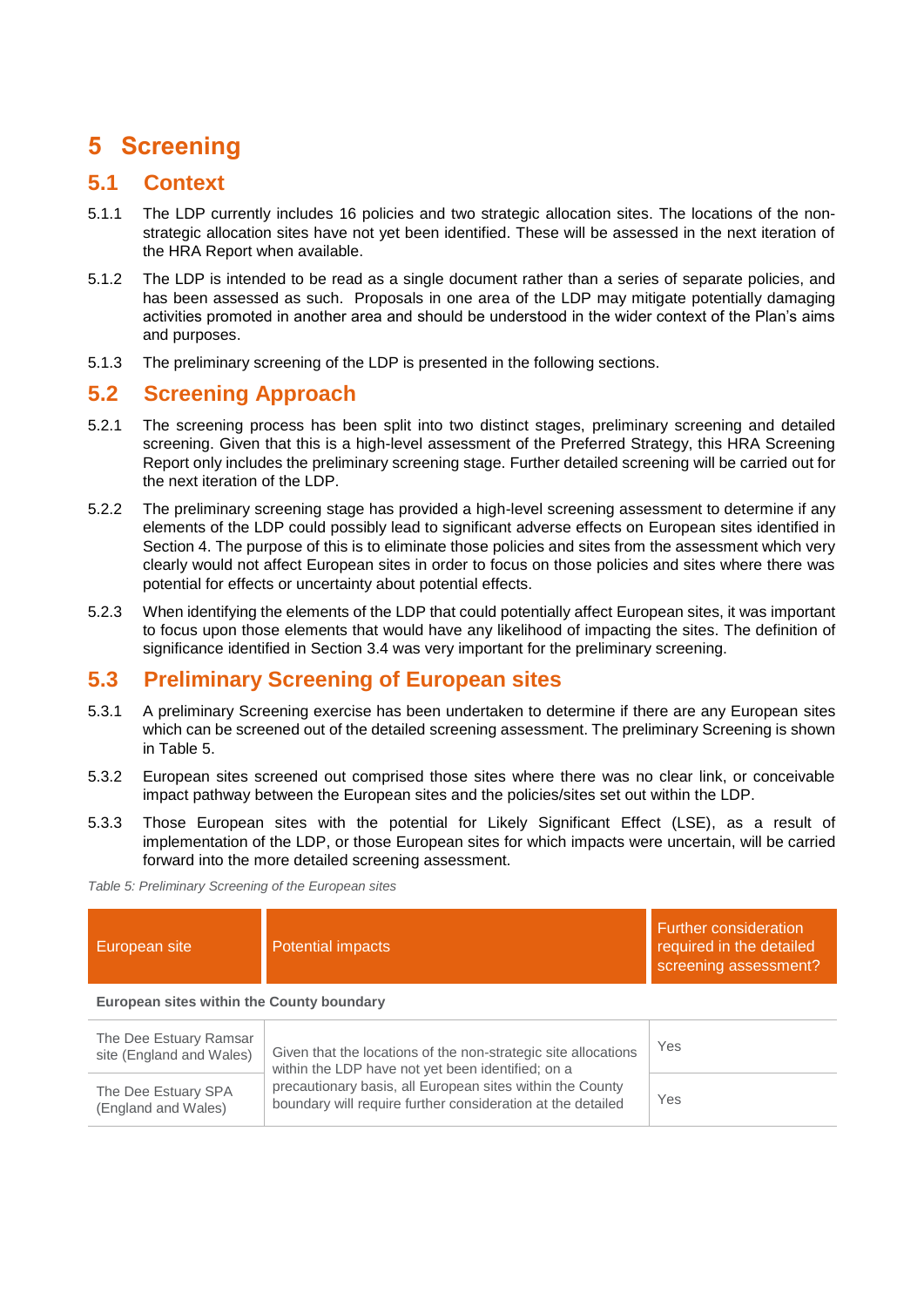# 5 Screening

## 5.1 Context

5.1.1 The LDP currently includes 16 policies and two strategic allocation sites. The locations of the non-strategic allocation sites have not yet been identified. These will be assessed in the next iteration of the HRA Report when available.

5.1.2 The LDP is intended to be read as a single document rather than a series of separate policies, and has been assessed as such. Proposals in one area of the LDP may mitigate potentially damaging activities promoted in another area and should be understood in the wider context of the Plan's aims and purposes.

5.1.3 The preliminary screening of the LDP is presented in the following sections.

## 5.2 Screening Approach

5.2.1 The screening process has been split into two distinct stages, preliminary screening and detailed screening. Given that this is a high-level assessment of the Preferred Strategy, this HRA Screening Report only includes the preliminary screening stage. Further detailed screening will be carried out for the next iteration of the LDP.

5.2.2 The preliminary screening stage has provided a high-level screening assessment to determine if any elements of the LDP could possibly lead to significant adverse effects on European sites identified in Section 4. The purpose of this is to eliminate those policies and sites from the assessment which very clearly would not affect European sites in order to focus on those policies and sites where there was potential for effects or uncertainty about potential effects.

5.2.3 When identifying the elements of the LDP that could potentially affect European sites, it was important to focus upon those elements that would have any likelihood of impacting the sites. The definition of significance identified in Section 3.4 was very important for the preliminary screening.

## 5.3 Preliminary Screening of European sites

5.3.1 A preliminary Screening exercise has been undertaken to determine if there are any European sites which can be screened out of the detailed screening assessment. The preliminary Screening is shown in Table 5.

5.3.2 European sites screened out comprised those sites where there was no clear link, or conceivable impact pathway between the European sites and the policies/sites set out within the LDP.

5.3.3 Those European sites with the potential for Likely Significant Effect (LSE), as a result of implementation of the LDP, or those European sites for which impacts were uncertain, will be carried forward into the more detailed screening assessment.

*Table 5: Preliminary Screening of the European sites*

| European site | Potential impacts | Further consideration required in the detailed screening assessment? |
|---|---|---|
| **European sites within the County boundary** | | |
| The Dee Estuary Ramsar site (England and Wales) | Given that the locations of the non-strategic site allocations within the LDP have not yet been identified; on a precautionary basis, all European sites within the County boundary will require further consideration at the detailed | Yes |
| The Dee Estuary SPA (England and Wales) | | Yes |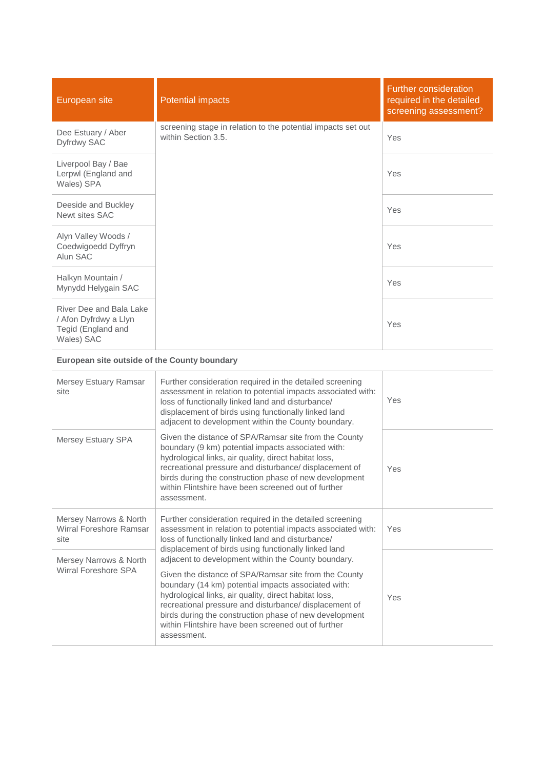| European site | Potential impacts | Further consideration required in the detailed screening assessment? |
|---|---|---|
| Dee Estuary / Aber Dyfrdwy SAC | screening stage in relation to the potential impacts set out within Section 3.5. | Yes |
| Liverpool Bay / Bae Lerpwl (England and Wales) SPA | | Yes |
| Deeside and Buckley Newt sites SAC | | Yes |
| Alyn Valley Woods / Coedwigoedd Dyffryn Alun SAC | | Yes |
| Halkyn Mountain / Mynydd Helygain SAC | | Yes |
| River Dee and Bala Lake / Afon Dyfrdwy a Llyn Tegid (England and Wales) SAC | | Yes |
| **European site outside of the County boundary** | | |
| Mersey Estuary Ramsar site | Further consideration required in the detailed screening assessment in relation to potential impacts associated with: loss of functionally linked land and disturbance/ displacement of birds using functionally linked land adjacent to development within the County boundary. | Yes |
| Mersey Estuary SPA | Given the distance of SPA/Ramsar site from the County boundary (9 km) potential impacts associated with: hydrological links, air quality, direct habitat loss, recreational pressure and disturbance/ displacement of birds during the construction phase of new development within Flintshire have been screened out of further assessment. | Yes |
| Mersey Narrows & North Wirral Foreshore Ramsar site | Further consideration required in the detailed screening assessment in relation to potential impacts associated with: loss of functionally linked land and disturbance/ displacement of birds using functionally linked land adjacent to development within the County boundary. | Yes |
| Mersey Narrows & North Wirral Foreshore SPA | Given the distance of SPA/Ramsar site from the County boundary (14 km) potential impacts associated with: hydrological links, air quality, direct habitat loss, recreational pressure and disturbance/ displacement of birds during the construction phase of new development within Flintshire have been screened out of further assessment. | Yes |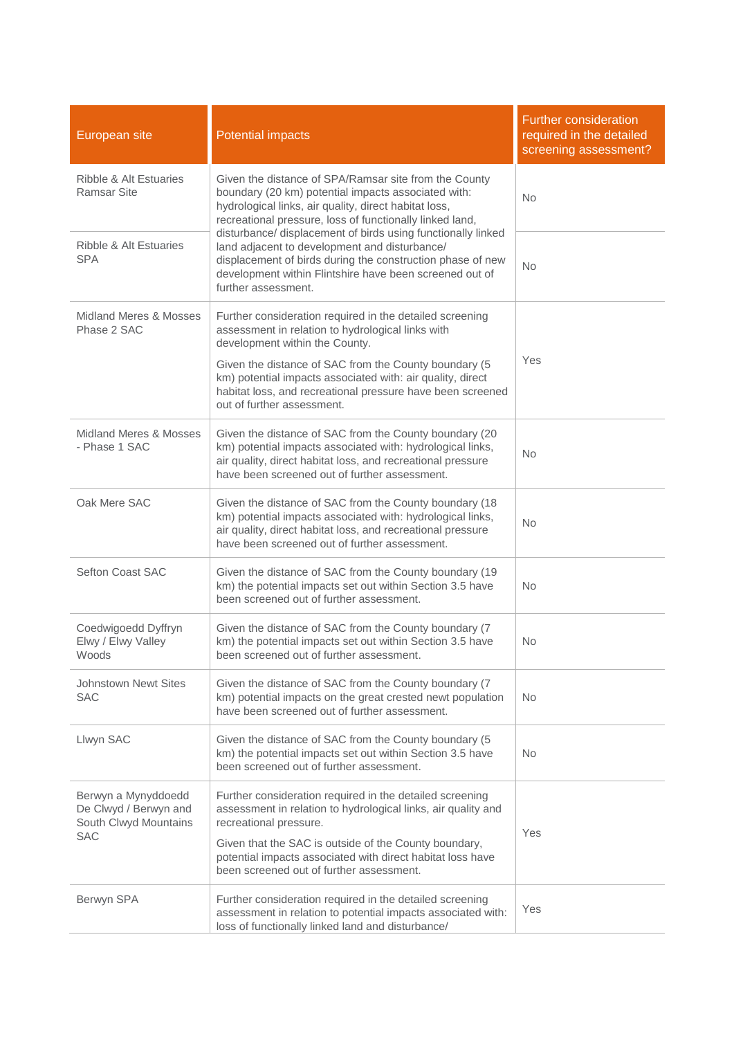| European site | Potential impacts | Further consideration required in the detailed screening assessment? |
| --- | --- | --- |
| Ribble & Alt Estuaries Ramsar Site | Given the distance of SPA/Ramsar site from the County boundary (20 km) potential impacts associated with: hydrological links, air quality, direct habitat loss, recreational pressure, loss of functionally linked land, disturbance/ displacement of birds using functionally linked land adjacent to development and disturbance/ displacement of birds during the construction phase of new development within Flintshire have been screened out of further assessment. | No |
| Ribble & Alt Estuaries SPA | | No |
| Midland Meres & Mosses Phase 2 SAC | Further consideration required in the detailed screening assessment in relation to hydrological links with development within the County.<br><br>Given the distance of SAC from the County boundary (5 km) potential impacts associated with: air quality, direct habitat loss, and recreational pressure have been screened out of further assessment. | Yes |
| Midland Meres & Mosses - Phase 1 SAC | Given the distance of SAC from the County boundary (20 km) potential impacts associated with: hydrological links, air quality, direct habitat loss, and recreational pressure have been screened out of further assessment. | No |
| Oak Mere SAC | Given the distance of SAC from the County boundary (18 km) potential impacts associated with: hydrological links, air quality, direct habitat loss, and recreational pressure have been screened out of further assessment. | No |
| Sefton Coast SAC | Given the distance of SAC from the County boundary (19 km) the potential impacts set out within Section 3.5 have been screened out of further assessment. | No |
| Coedwigoedd Dyffryn Elwy / Elwy Valley Woods | Given the distance of SAC from the County boundary (7 km) the potential impacts set out within Section 3.5 have been screened out of further assessment. | No |
| Johnstown Newt Sites SAC | Given the distance of SAC from the County boundary (7 km) potential impacts on the great crested newt population have been screened out of further assessment. | No |
| Llwyn SAC | Given the distance of SAC from the County boundary (5 km) the potential impacts set out within Section 3.5 have been screened out of further assessment. | No |
| Berwyn a Mynyddoedd De Clwyd / Berwyn and South Clwyd Mountains SAC | Further consideration required in the detailed screening assessment in relation to hydrological links, air quality and recreational pressure.<br><br>Given that the SAC is outside of the County boundary, potential impacts associated with direct habitat loss have been screened out of further assessment. | Yes |
| Berwyn SPA | Further consideration required in the detailed screening assessment in relation to potential impacts associated with: loss of functionally linked land and disturbance/ | Yes |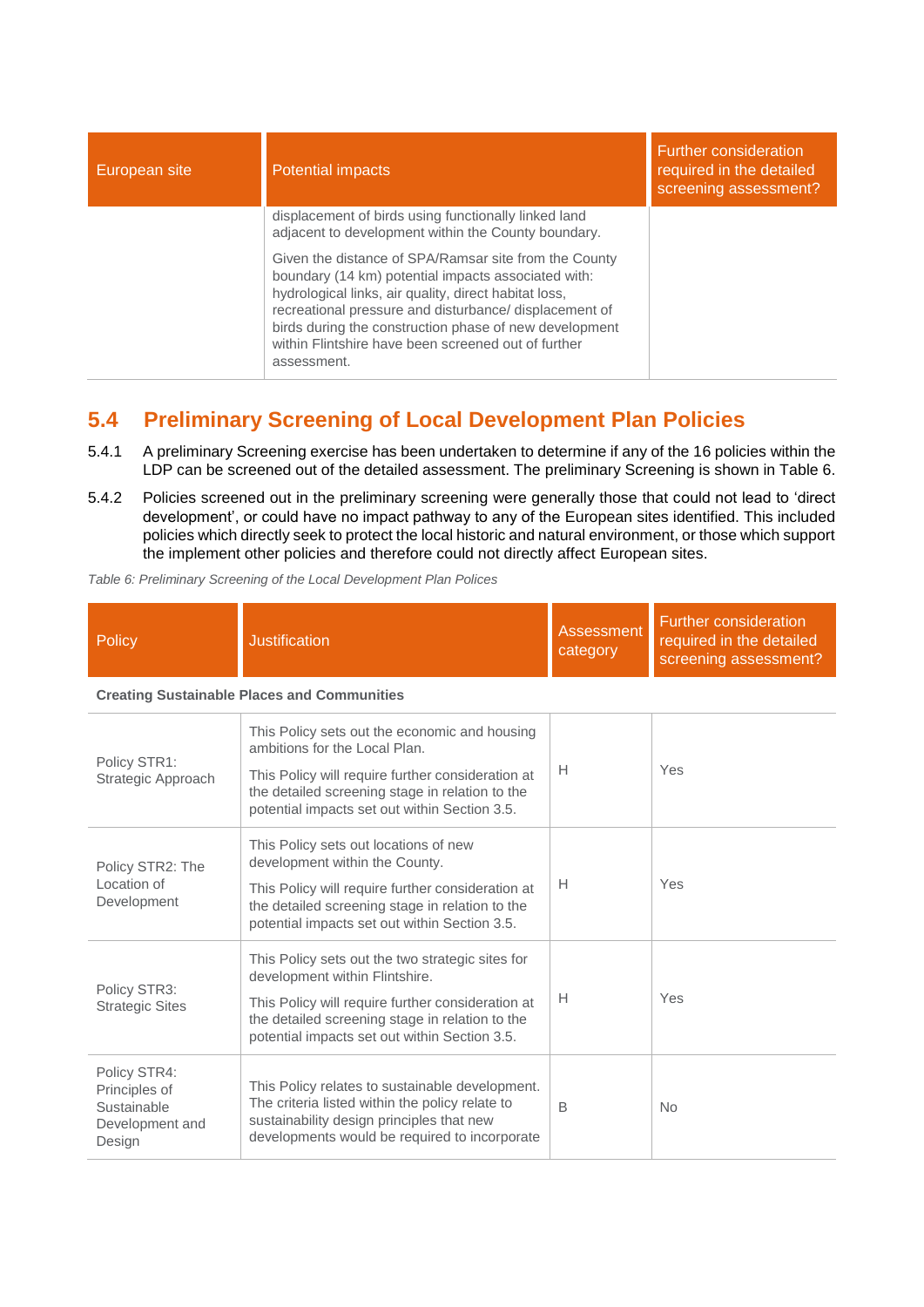| European site | Potential impacts | Further consideration required in the detailed screening assessment? |
|---|---|---|
| | displacement of birds using functionally linked land adjacent to development within the County boundary.<br><br>Given the distance of SPA/Ramsar site from the County boundary (14 km) potential impacts associated with: hydrological links, air quality, direct habitat loss, recreational pressure and disturbance/ displacement of birds during the construction phase of new development within Flintshire have been screened out of further assessment. | |

## 5.4 Preliminary Screening of Local Development Plan Policies

5.4.1 A preliminary Screening exercise has been undertaken to determine if any of the 16 policies within the LDP can be screened out of the detailed assessment. The preliminary Screening is shown in Table 6.

5.4.2 Policies screened out in the preliminary screening were generally those that could not lead to 'direct development', or could have no impact pathway to any of the European sites identified. This included policies which directly seek to protect the local historic and natural environment, or those which support the implement other policies and therefore could not directly affect European sites.

*Table 6: Preliminary Screening of the Local Development Plan Polices*

| Policy | Justification | Assessment category | Further consideration required in the detailed screening assessment? |
|---|---|---|---|
| **Creating Sustainable Places and Communities** | | | |
| Policy STR1: Strategic Approach | This Policy sets out the economic and housing ambitions for the Local Plan.<br><br>This Policy will require further consideration at the detailed screening stage in relation to the potential impacts set out within Section 3.5. | H | Yes |
| Policy STR2: The Location of Development | This Policy sets out locations of new development within the County.<br><br>This Policy will require further consideration at the detailed screening stage in relation to the potential impacts set out within Section 3.5. | H | Yes |
| Policy STR3: Strategic Sites | This Policy sets out the two strategic sites for development within Flintshire.<br><br>This Policy will require further consideration at the detailed screening stage in relation to the potential impacts set out within Section 3.5. | H | Yes |
| Policy STR4: Principles of Sustainable Development and Design | This Policy relates to sustainable development. The criteria listed within the policy relate to sustainability design principles that new developments would be required to incorporate | B | No |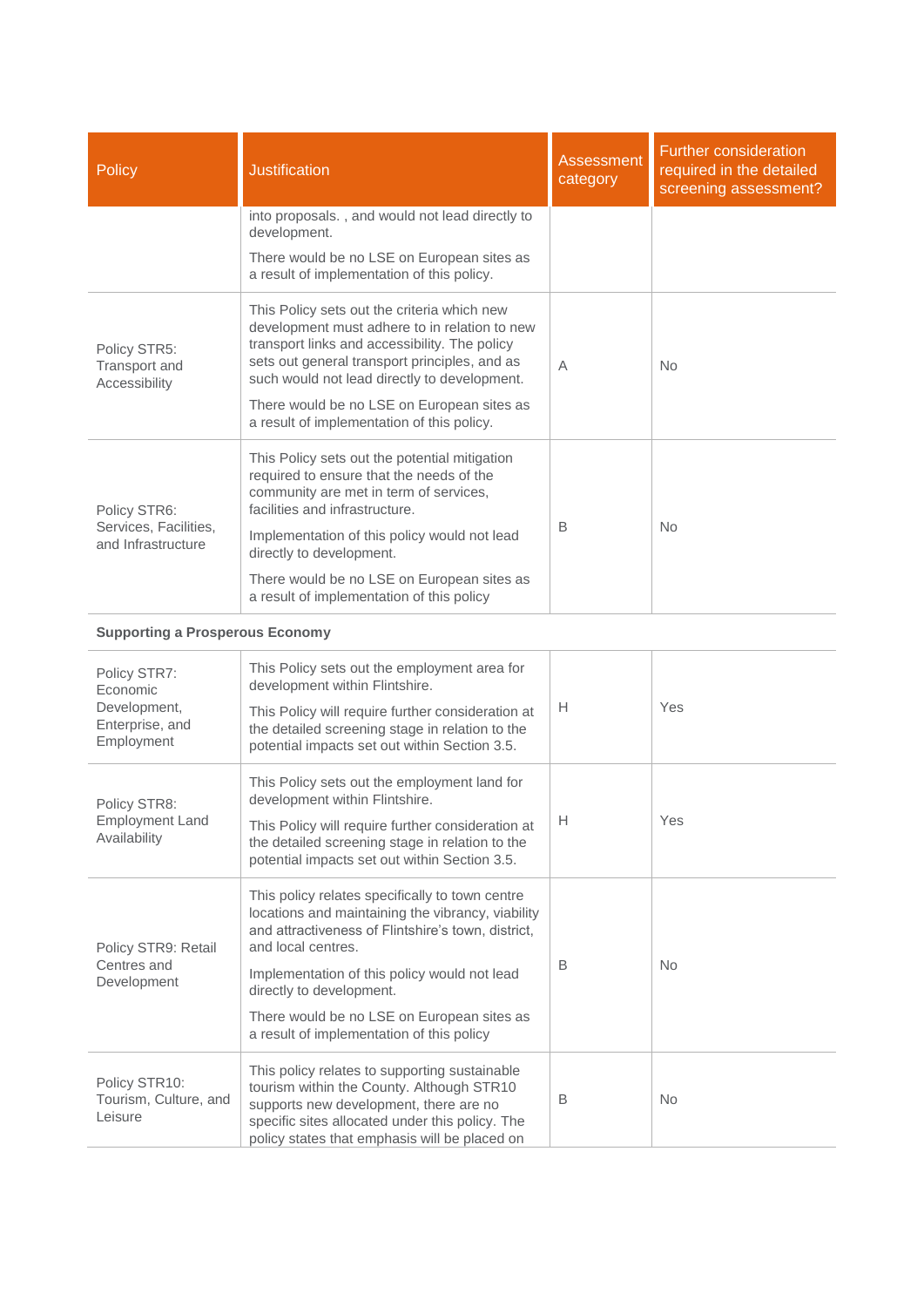| Policy | Justification | Assessment category | Further consideration required in the detailed screening assessment? |
|---|---|---|---|
| | into proposals. , and would not lead directly to development.<br><br>There would be no LSE on European sites as a result of implementation of this policy. | | |
| Policy STR5: Transport and Accessibility | This Policy sets out the criteria which new development must adhere to in relation to new transport links and accessibility. The policy sets out general transport principles, and as such would not lead directly to development.<br><br>There would be no LSE on European sites as a result of implementation of this policy. | A | No |
| Policy STR6: Services, Facilities, and Infrastructure | This Policy sets out the potential mitigation required to ensure that the needs of the community are met in term of services, facilities and infrastructure.<br><br>Implementation of this policy would not lead directly to development.<br><br>There would be no LSE on European sites as a result of implementation of this policy | B | No |
| **Supporting a Prosperous Economy** | | | |
| Policy STR7: Economic Development, Enterprise, and Employment | This Policy sets out the employment area for development within Flintshire.<br><br>This Policy will require further consideration at the detailed screening stage in relation to the potential impacts set out within Section 3.5. | H | Yes |
| Policy STR8: Employment Land Availability | This Policy sets out the employment land for development within Flintshire.<br><br>This Policy will require further consideration at the detailed screening stage in relation to the potential impacts set out within Section 3.5. | H | Yes |
| Policy STR9: Retail Centres and Development | This policy relates specifically to town centre locations and maintaining the vibrancy, viability and attractiveness of Flintshire's town, district, and local centres.<br><br>Implementation of this policy would not lead directly to development.<br><br>There would be no LSE on European sites as a result of implementation of this policy | B | No |
| Policy STR10: Tourism, Culture, and Leisure | This policy relates to supporting sustainable tourism within the County. Although STR10 supports new development, there are no specific sites allocated under this policy. The policy states that emphasis will be placed on | B | No |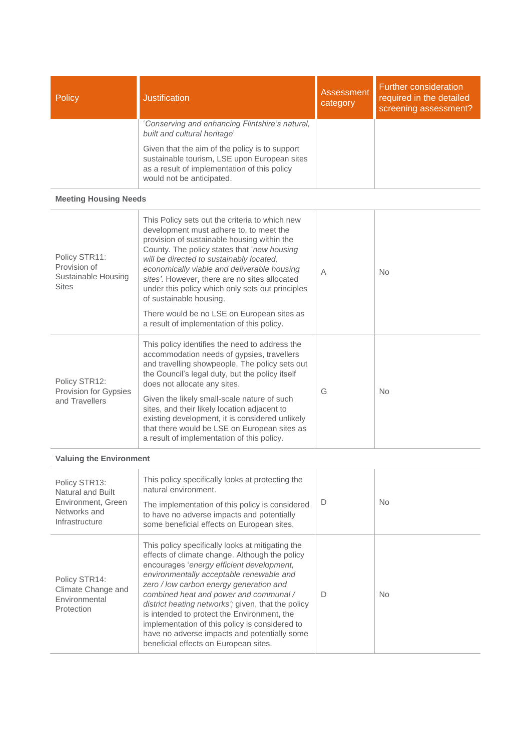| Policy | Justification | Assessment category | Further consideration required in the detailed screening assessment? |
|---|---|---|---|
| | '*Conserving and enhancing Flintshire's natural, built and cultural heritage*'<br><br>Given that the aim of the policy is to support sustainable tourism, LSE upon European sites as a result of implementation of this policy would not be anticipated. | | |
| **Meeting Housing Needs** | | | |
| Policy STR11: Provision of Sustainable Housing Sites | This Policy sets out the criteria to which new development must adhere to, to meet the provision of sustainable housing within the County. The policy states that '*new housing will be directed to sustainably located, economically viable and deliverable housing sites'*. However, there are no sites allocated under this policy which only sets out principles of sustainable housing.<br><br>There would be no LSE on European sites as a result of implementation of this policy. | A | No |
| Policy STR12: Provision for Gypsies and Travellers | This policy identifies the need to address the accommodation needs of gypsies, travellers and travelling showpeople. The policy sets out the Council's legal duty, but the policy itself does not allocate any sites.<br><br>Given the likely small-scale nature of such sites, and their likely location adjacent to existing development, it is considered unlikely that there would be LSE on European sites as a result of implementation of this policy. | G | No |
| **Valuing the Environment** | | | |
| Policy STR13: Natural and Built Environment, Green Networks and Infrastructure | This policy specifically looks at protecting the natural environment.<br><br>The implementation of this policy is considered to have no adverse impacts and potentially some beneficial effects on European sites. | D | No |
| Policy STR14: Climate Change and Environmental Protection | This policy specifically looks at mitigating the effects of climate change. Although the policy encourages '*energy efficient development, environmentally acceptable renewable and zero / low carbon energy generation and combined heat and power and communal / district heating networks';* given, that the policy is intended to protect the Environment, the implementation of this policy is considered to have no adverse impacts and potentially some beneficial effects on European sites. | D | No |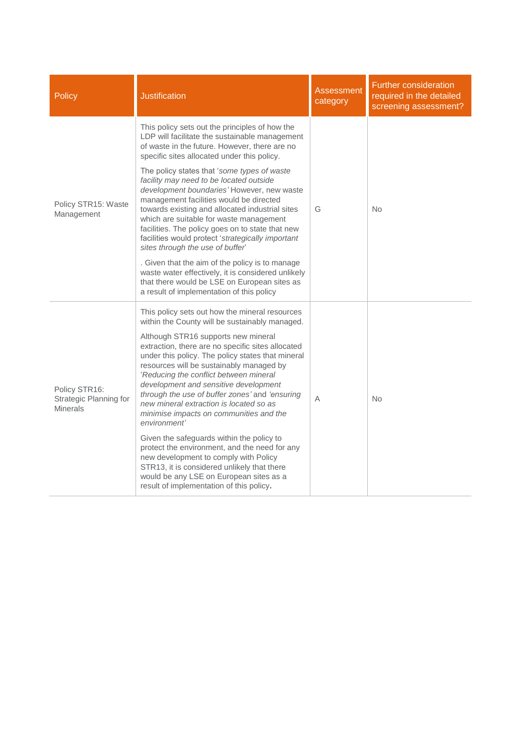| Policy | Justification | Assessment category | Further consideration required in the detailed screening assessment? |
|---|---|---|---|
| Policy STR15: Waste Management | This policy sets out the principles of how the LDP will facilitate the sustainable management of waste in the future. However, there are no specific sites allocated under this policy.<br><br>The policy states that '*some types of waste facility may need to be located outside development boundaries'* However, new waste management facilities would be directed towards existing and allocated industrial sites which are suitable for waste management facilities. The policy goes on to state that new facilities would protect '*strategically important sites through the use of buffer*'<br><br>. Given that the aim of the policy is to manage waste water effectively, it is considered unlikely that there would be LSE on European sites as a result of implementation of this policy | G | No |
| Policy STR16: Strategic Planning for Minerals | This policy sets out how the mineral resources within the County will be sustainably managed.<br><br>Although STR16 supports new mineral extraction, there are no specific sites allocated under this policy. The policy states that mineral resources will be sustainably managed by '*Reducing the conflict between mineral development and sensitive development through the use of buffer zones'* and *'ensuring new mineral extraction is located so as minimise impacts on communities and the environment'*<br><br>Given the safeguards within the policy to protect the environment, and the need for any new development to comply with Policy STR13, it is considered unlikely that there would be any LSE on European sites as a result of implementation of this policy**.** | A | No |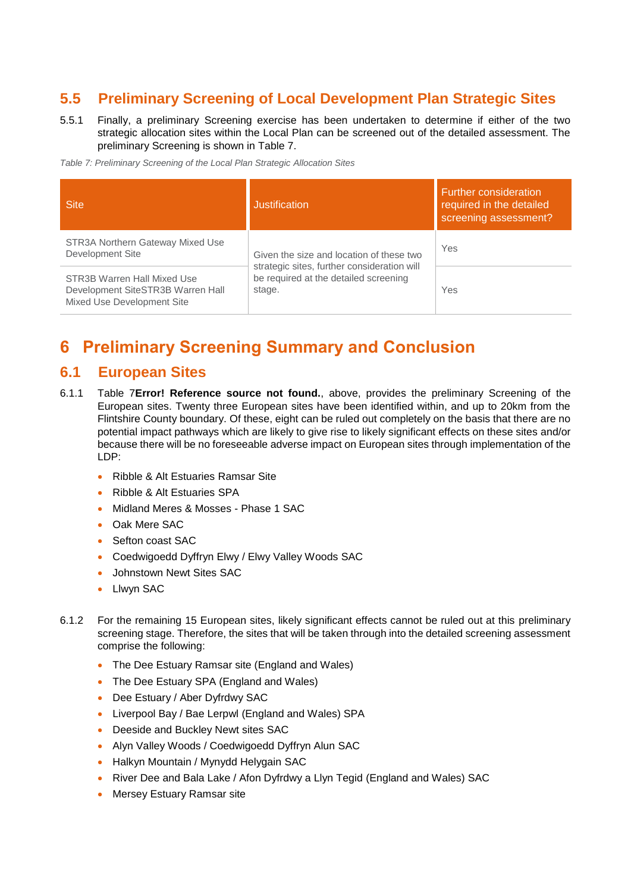## 5.5 Preliminary Screening of Local Development Plan Strategic Sites

5.5.1 Finally, a preliminary Screening exercise has been undertaken to determine if either of the two strategic allocation sites within the Local Plan can be screened out of the detailed assessment. The preliminary Screening is shown in Table 7.

*Table 7: Preliminary Screening of the Local Plan Strategic Allocation Sites*

| Site | Justification | Further consideration required in the detailed screening assessment? |
|---|---|---|
| STR3A Northern Gateway Mixed Use Development Site | Given the size and location of these two strategic sites, further consideration will be required at the detailed screening stage. | Yes |
| STR3B Warren Hall Mixed Use Development SiteSTR3B Warren Hall Mixed Use Development Site | | Yes |

# 6 Preliminary Screening Summary and Conclusion

## 6.1 European Sites

6.1.1 Table 7**Error! Reference source not found.**, above, provides the preliminary Screening of the European sites. Twenty three European sites have been identified within, and up to 20km from the Flintshire County boundary. Of these, eight can be ruled out completely on the basis that there are no potential impact pathways which are likely to give rise to likely significant effects on these sites and/or because there will be no foreseeable adverse impact on European sites through implementation of the LDP:

- Ribble & Alt Estuaries Ramsar Site
- Ribble & Alt Estuaries SPA
- Midland Meres & Mosses - Phase 1 SAC
- Oak Mere SAC
- Sefton coast SAC
- Coedwigoedd Dyffryn Elwy / Elwy Valley Woods SAC
- Johnstown Newt Sites SAC
- Llwyn SAC

6.1.2 For the remaining 15 European sites, likely significant effects cannot be ruled out at this preliminary screening stage. Therefore, the sites that will be taken through into the detailed screening assessment comprise the following:

- The Dee Estuary Ramsar site (England and Wales)
- The Dee Estuary SPA (England and Wales)
- Dee Estuary / Aber Dyfrdwy SAC
- Liverpool Bay / Bae Lerpwl (England and Wales) SPA
- Deeside and Buckley Newt sites SAC
- Alyn Valley Woods / Coedwigoedd Dyffryn Alun SAC
- Halkyn Mountain / Mynydd Helygain SAC
- River Dee and Bala Lake / Afon Dyfrdwy a Llyn Tegid (England and Wales) SAC
- Mersey Estuary Ramsar site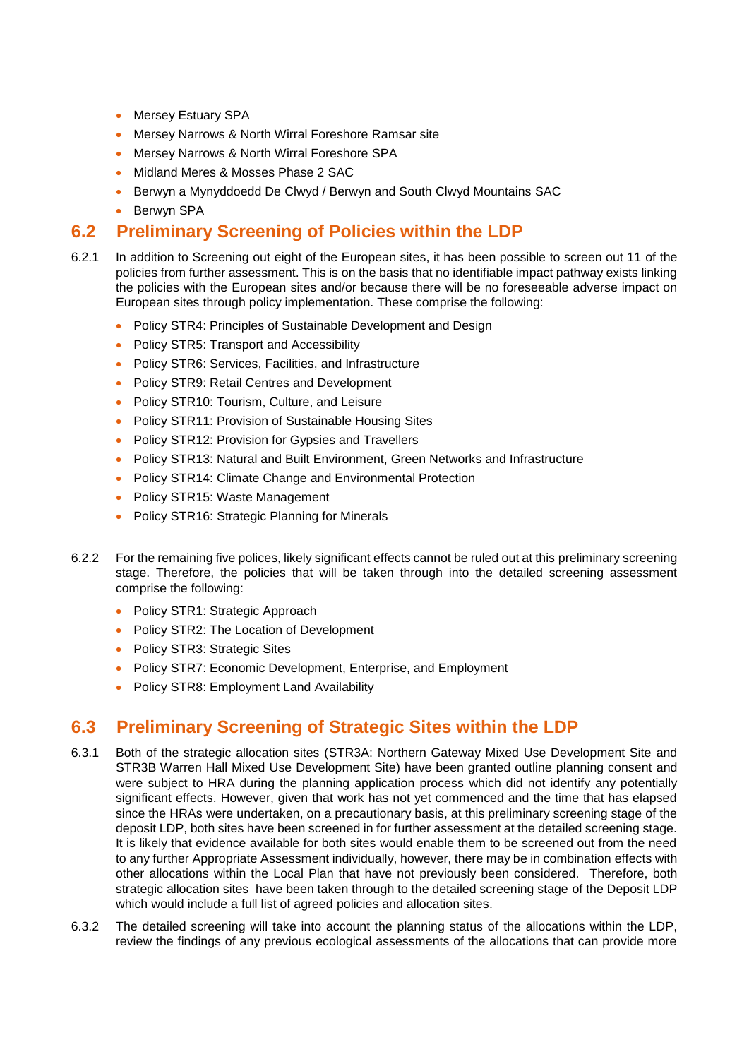- Mersey Estuary SPA
- Mersey Narrows & North Wirral Foreshore Ramsar site
- Mersey Narrows & North Wirral Foreshore SPA
- Midland Meres & Mosses Phase 2 SAC
- Berwyn a Mynyddoedd De Clwyd / Berwyn and South Clwyd Mountains SAC
- Berwyn SPA

## 6.2 Preliminary Screening of Policies within the LDP

6.2.1 In addition to Screening out eight of the European sites, it has been possible to screen out 11 of the policies from further assessment. This is on the basis that no identifiable impact pathway exists linking the policies with the European sites and/or because there will be no foreseeable adverse impact on European sites through policy implementation. These comprise the following:

- Policy STR4: Principles of Sustainable Development and Design
- Policy STR5: Transport and Accessibility
- Policy STR6: Services, Facilities, and Infrastructure
- Policy STR9: Retail Centres and Development
- Policy STR10: Tourism, Culture, and Leisure
- Policy STR11: Provision of Sustainable Housing Sites
- Policy STR12: Provision for Gypsies and Travellers
- Policy STR13: Natural and Built Environment, Green Networks and Infrastructure
- Policy STR14: Climate Change and Environmental Protection
- Policy STR15: Waste Management
- Policy STR16: Strategic Planning for Minerals

6.2.2 For the remaining five polices, likely significant effects cannot be ruled out at this preliminary screening stage. Therefore, the policies that will be taken through into the detailed screening assessment comprise the following:

- Policy STR1: Strategic Approach
- Policy STR2: The Location of Development
- Policy STR3: Strategic Sites
- Policy STR7: Economic Development, Enterprise, and Employment
- Policy STR8: Employment Land Availability

## 6.3 Preliminary Screening of Strategic Sites within the LDP

6.3.1 Both of the strategic allocation sites (STR3A: Northern Gateway Mixed Use Development Site and STR3B Warren Hall Mixed Use Development Site) have been granted outline planning consent and were subject to HRA during the planning application process which did not identify any potentially significant effects. However, given that work has not yet commenced and the time that has elapsed since the HRAs were undertaken, on a precautionary basis, at this preliminary screening stage of the deposit LDP, both sites have been screened in for further assessment at the detailed screening stage. It is likely that evidence available for both sites would enable them to be screened out from the need to any further Appropriate Assessment individually, however, there may be in combination effects with other allocations within the Local Plan that have not previously been considered. Therefore, both strategic allocation sites have been taken through to the detailed screening stage of the Deposit LDP which would include a full list of agreed policies and allocation sites.

6.3.2 The detailed screening will take into account the planning status of the allocations within the LDP, review the findings of any previous ecological assessments of the allocations that can provide more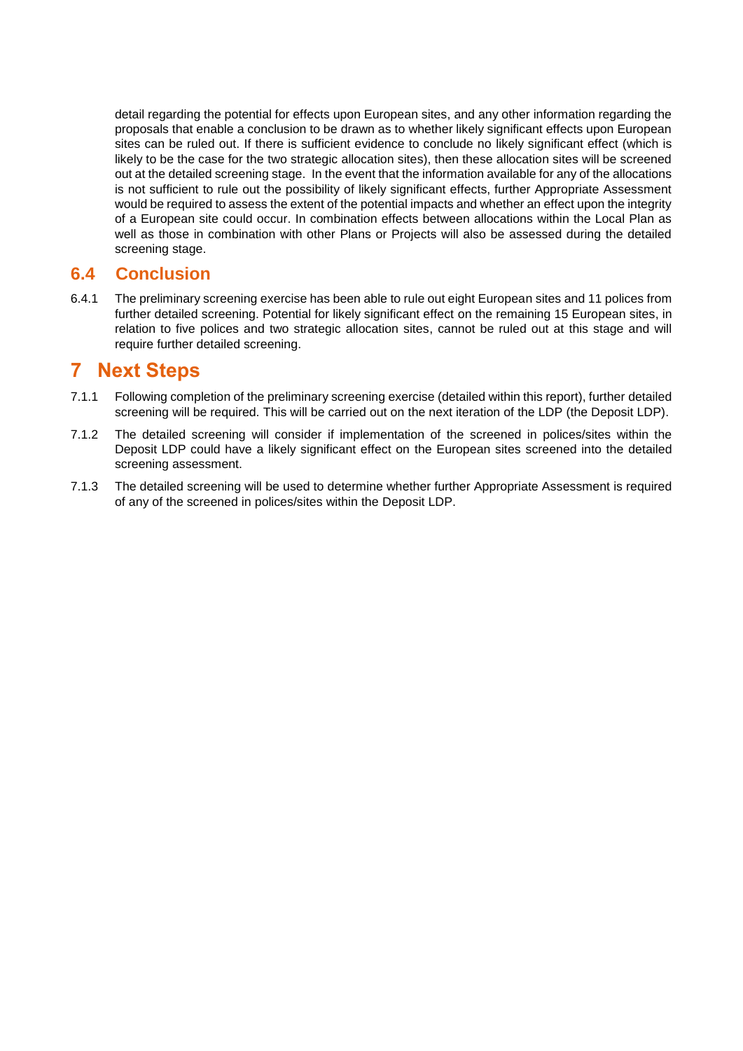detail regarding the potential for effects upon European sites, and any other information regarding the proposals that enable a conclusion to be drawn as to whether likely significant effects upon European sites can be ruled out. If there is sufficient evidence to conclude no likely significant effect (which is likely to be the case for the two strategic allocation sites), then these allocation sites will be screened out at the detailed screening stage. In the event that the information available for any of the allocations is not sufficient to rule out the possibility of likely significant effects, further Appropriate Assessment would be required to assess the extent of the potential impacts and whether an effect upon the integrity of a European site could occur. In combination effects between allocations within the Local Plan as well as those in combination with other Plans or Projects will also be assessed during the detailed screening stage.

## 6.4 Conclusion

6.4.1 The preliminary screening exercise has been able to rule out eight European sites and 11 polices from further detailed screening. Potential for likely significant effect on the remaining 15 European sites, in relation to five polices and two strategic allocation sites, cannot be ruled out at this stage and will require further detailed screening.

# 7 Next Steps

7.1.1 Following completion of the preliminary screening exercise (detailed within this report), further detailed screening will be required. This will be carried out on the next iteration of the LDP (the Deposit LDP).

7.1.2 The detailed screening will consider if implementation of the screened in polices/sites within the Deposit LDP could have a likely significant effect on the European sites screened into the detailed screening assessment.

7.1.3 The detailed screening will be used to determine whether further Appropriate Assessment is required of any of the screened in polices/sites within the Deposit LDP.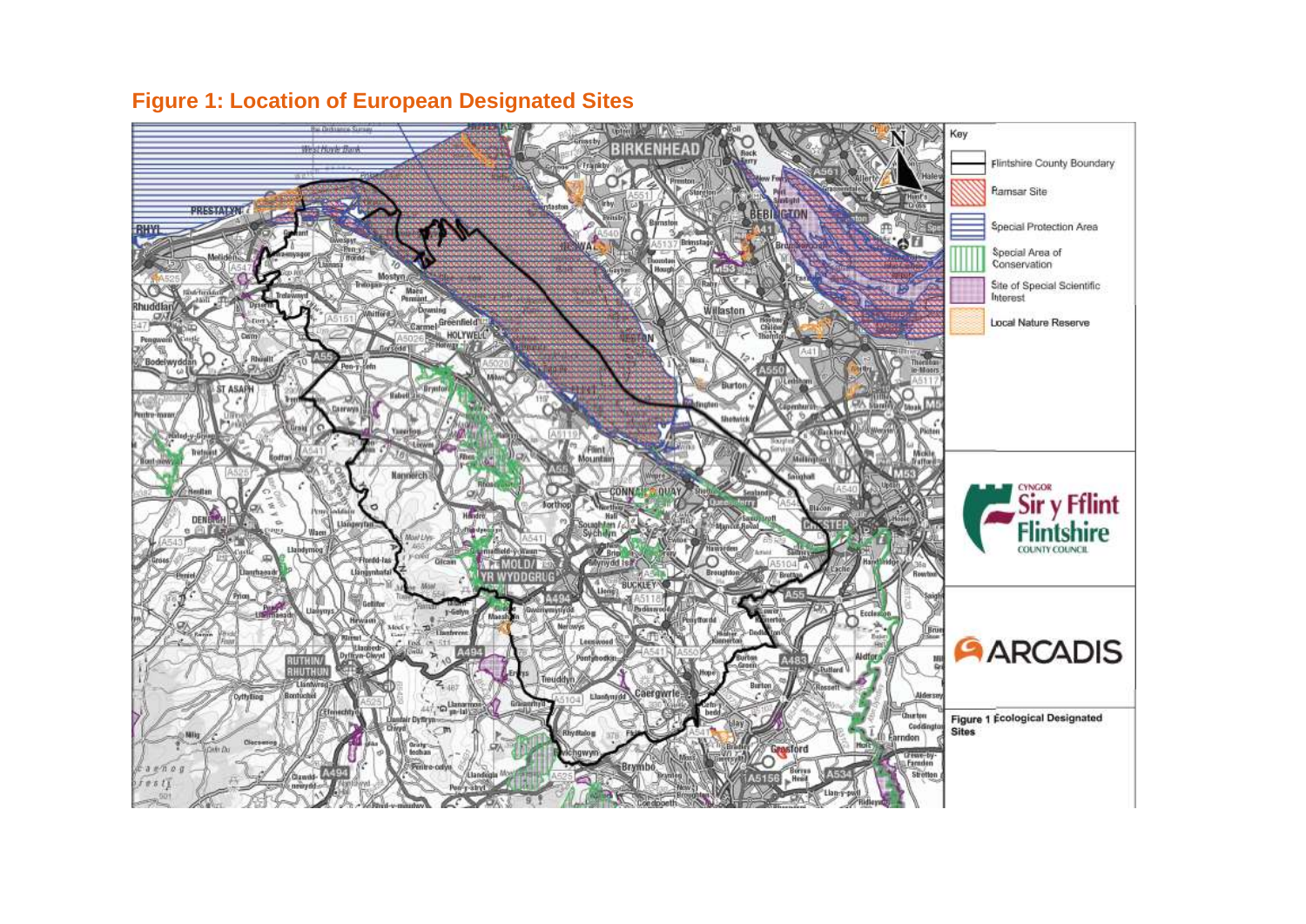## Figure 1: Location of European Designated Sites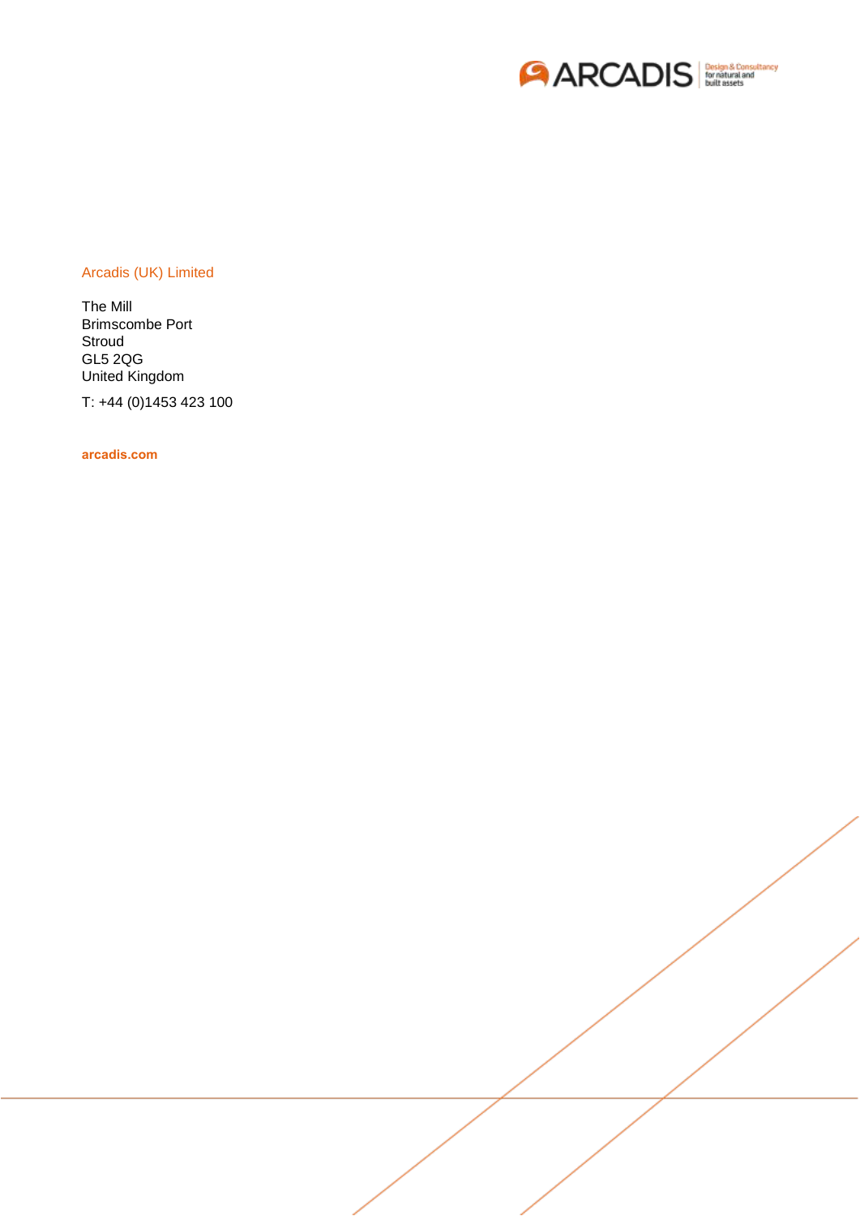Arcadis (UK) Limited

The Mill
Brimscombe Port
Stroud
GL5 2QG
United Kingdom

T: +44 (0)1453 423 100

**arcadis.com**